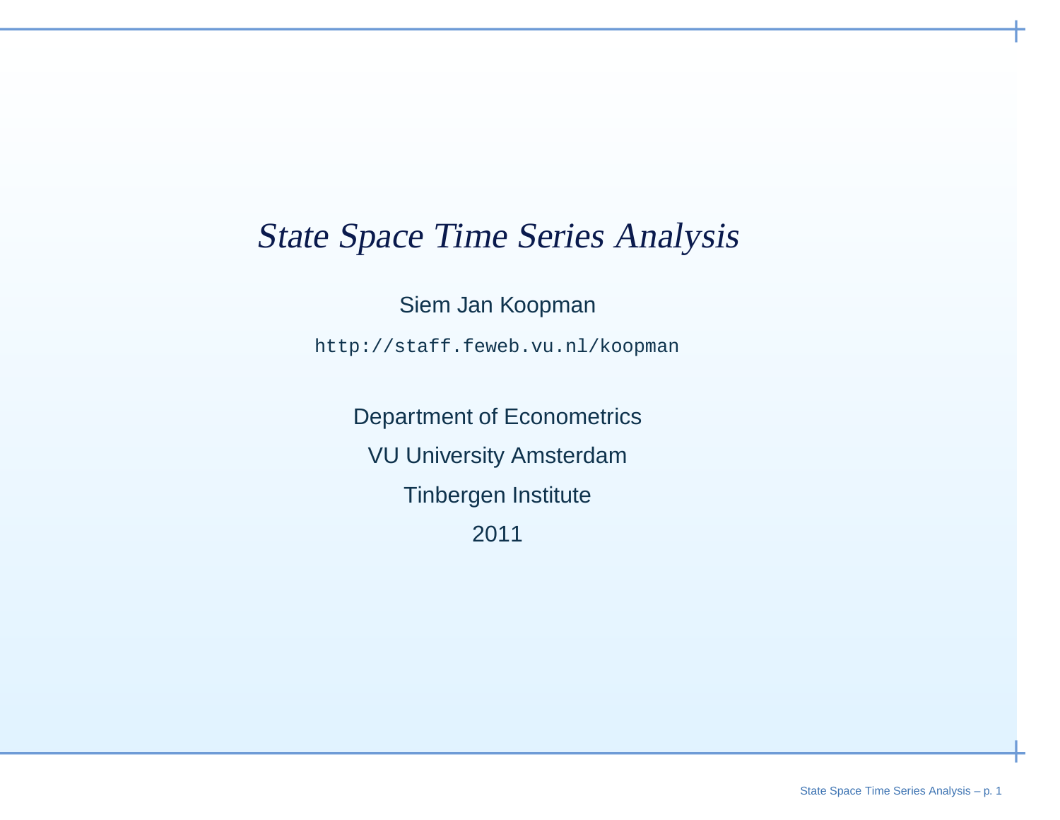# *State Space Time Series Analysis*

Siem Jan Koopman

`http://staff.feweb.vu.nl/koopman`

Department of Econometrics

VU University Amsterdam

Tinbergen Institute

2011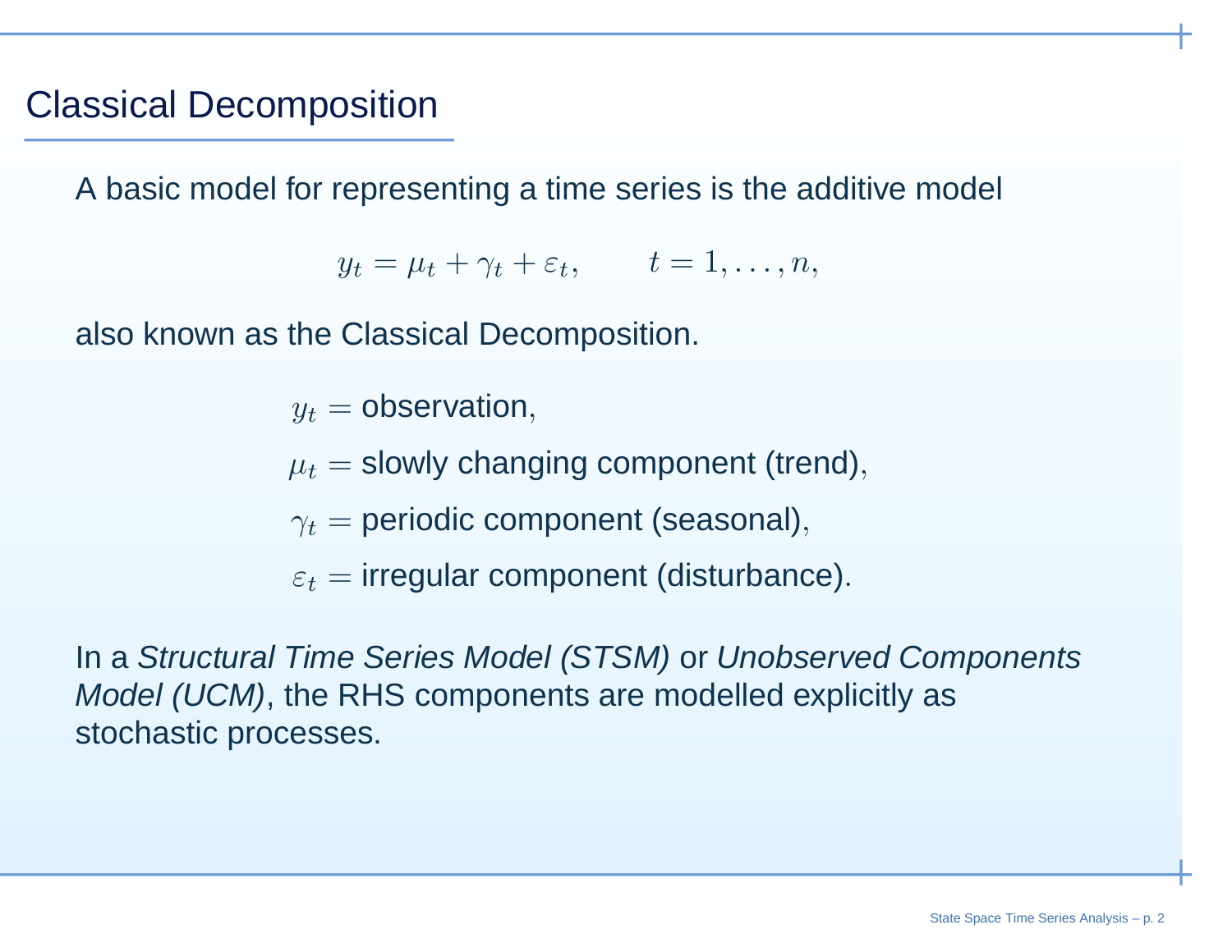## Classical Decomposition

A basic model for representing a time series is the additive model

$$y_t = \mu_t + \gamma_t + \varepsilon_t, \qquad t = 1, \ldots, n,$$

also known as the Classical Decomposition.

$$\begin{aligned}
y_t &= \text{observation}, \\
\mu_t &= \text{slowly changing component (trend)}, \\
\gamma_t &= \text{periodic component (seasonal)}, \\
\varepsilon_t &= \text{irregular component (disturbance)}.
\end{aligned}$$

In a *Structural Time Series Model (STSM)* or *Unobserved Components Model (UCM)*, the RHS components are modelled explicitly as stochastic processes.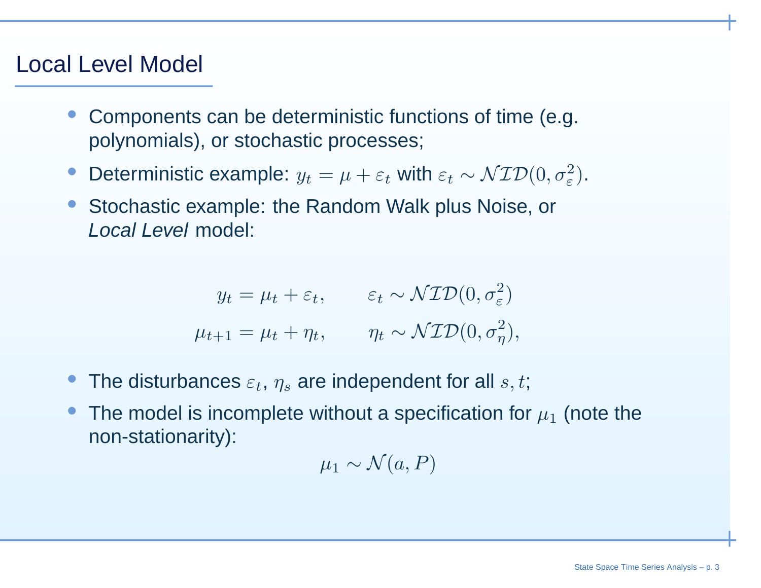## Local Level Model

- Components can be deterministic functions of time (e.g. polynomials), or stochastic processes;
- Deterministic example: $y_t = \mu + \varepsilon_t$ with $\varepsilon_t \sim \mathcal{NID}(0, \sigma^2_\varepsilon)$.
- Stochastic example: the Random Walk plus Noise, or *Local Level* model:

$$
\begin{aligned}
y_t &= \mu_t + \varepsilon_t, \qquad & \varepsilon_t &\sim \mathcal{NID}(0, \sigma^2_\varepsilon) \\
\mu_{t+1} &= \mu_t + \eta_t, \qquad & \eta_t &\sim \mathcal{NID}(0, \sigma^2_\eta),
\end{aligned}
$$

- The disturbances $\varepsilon_t$, $\eta_s$ are independent for all $s, t$;
- The model is incomplete without a specification for $\mu_1$ (note the non-stationarity):

$$
\mu_1 \sim \mathcal{N}(a, P)
$$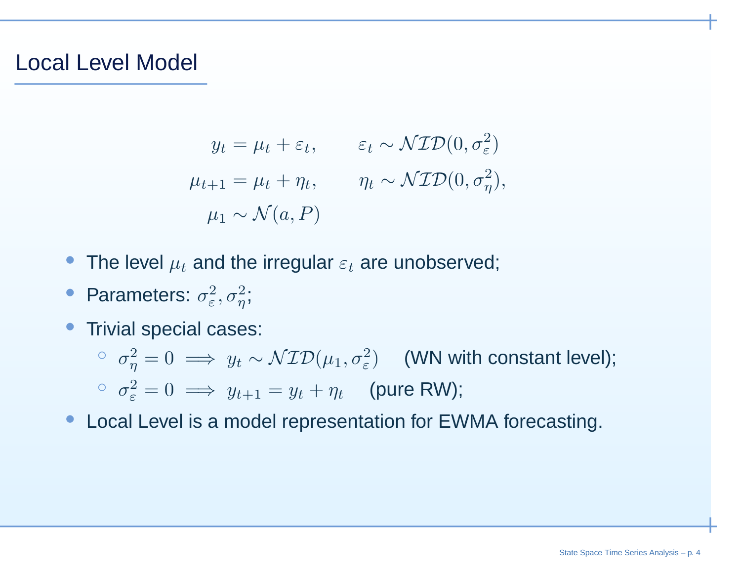# Local Level Model

$$
\begin{aligned}
y_t &= \mu_t + \varepsilon_t, \qquad && \varepsilon_t \sim \mathcal{NID}(0, \sigma_\varepsilon^2) \\
\mu_{t+1} &= \mu_t + \eta_t, \qquad && \eta_t \sim \mathcal{NID}(0, \sigma_\eta^2), \\
\mu_1 &\sim \mathcal{N}(a, P)
\end{aligned}
$$

- The level $\mu_t$ and the irregular $\varepsilon_t$ are unobserved;
- Parameters: $\sigma_\varepsilon^2, \sigma_\eta^2$;
- Trivial special cases:
  - $\sigma_\eta^2 = 0 \implies y_t \sim \mathcal{NID}(\mu_1, \sigma_\varepsilon^2)$ (WN with constant level);
  - $\sigma_\varepsilon^2 = 0 \implies y_{t+1} = y_t + \eta_t$ (pure RW);
- Local Level is a model representation for EWMA forecasting.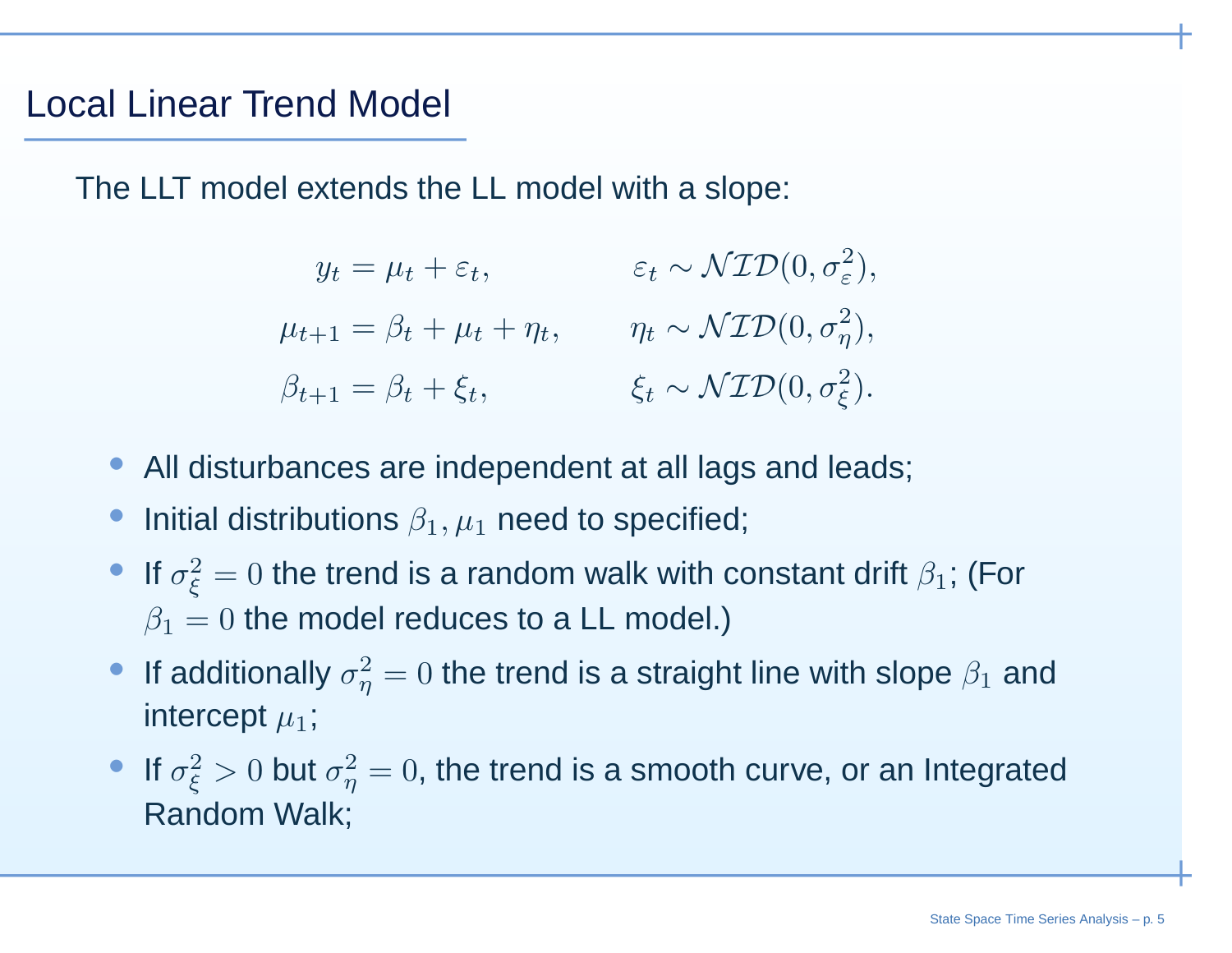## Local Linear Trend Model

The LLT model extends the LL model with a slope:

$$
\begin{aligned}
y_t &= \mu_t + \varepsilon_t, & \varepsilon_t &\sim \mathcal{NID}(0, \sigma^2_\varepsilon), \\
\mu_{t+1} &= \beta_t + \mu_t + \eta_t, & \eta_t &\sim \mathcal{NID}(0, \sigma^2_\eta), \\
\beta_{t+1} &= \beta_t + \xi_t, & \xi_t &\sim \mathcal{NID}(0, \sigma^2_\xi).
\end{aligned}
$$

- All disturbances are independent at all lags and leads;
- Initial distributions $\beta_1, \mu_1$ need to specified;
- If $\sigma^2_\xi = 0$ the trend is a random walk with constant drift $\beta_1$; (For $\beta_1 = 0$ the model reduces to a LL model.)
- If additionally $\sigma^2_\eta = 0$ the trend is a straight line with slope $\beta_1$ and intercept $\mu_1$;
- If $\sigma^2_\xi > 0$ but $\sigma^2_\eta = 0$, the trend is a smooth curve, or an Integrated Random Walk;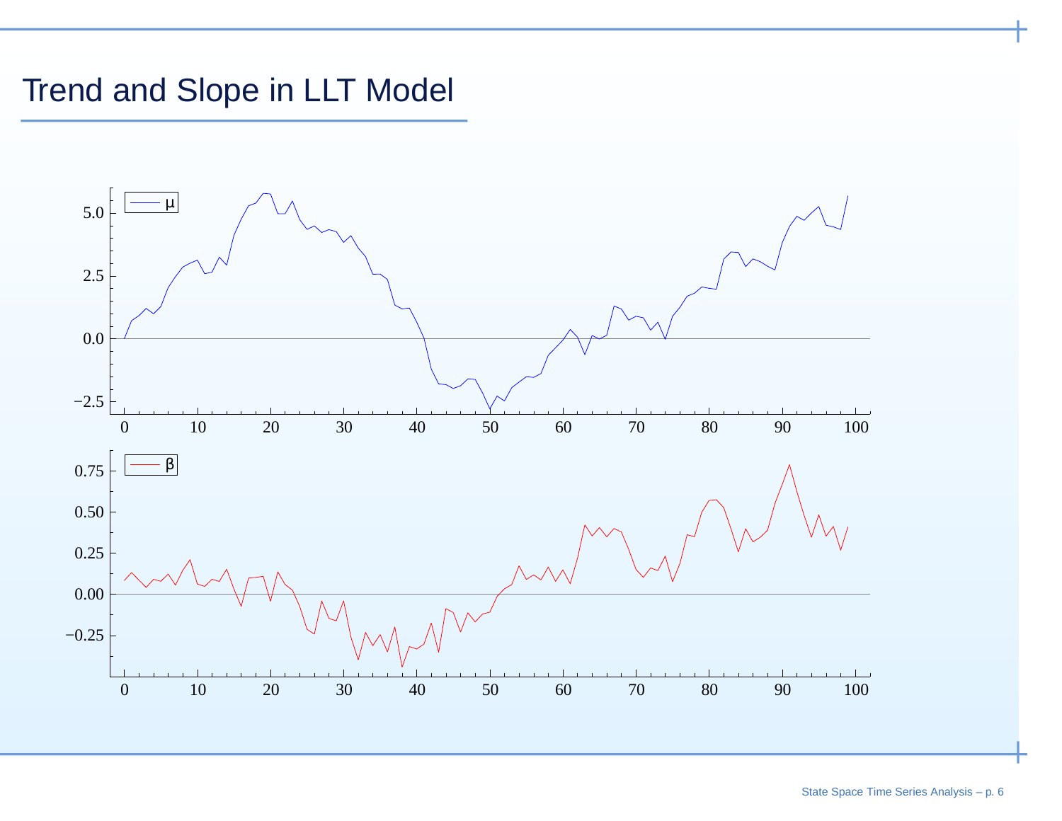# Trend and Slope in LLT Model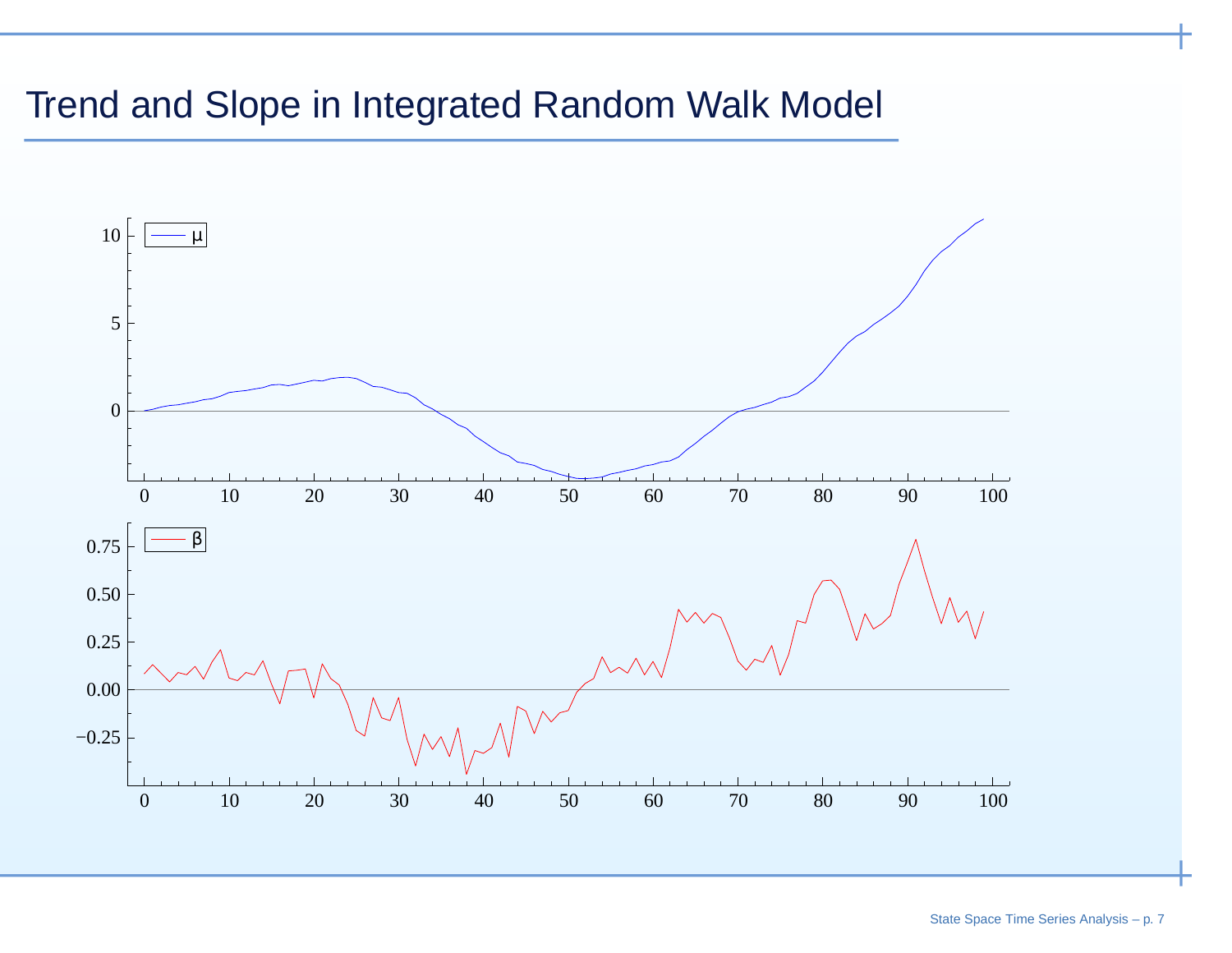# Trend and Slope in Integrated Random Walk Model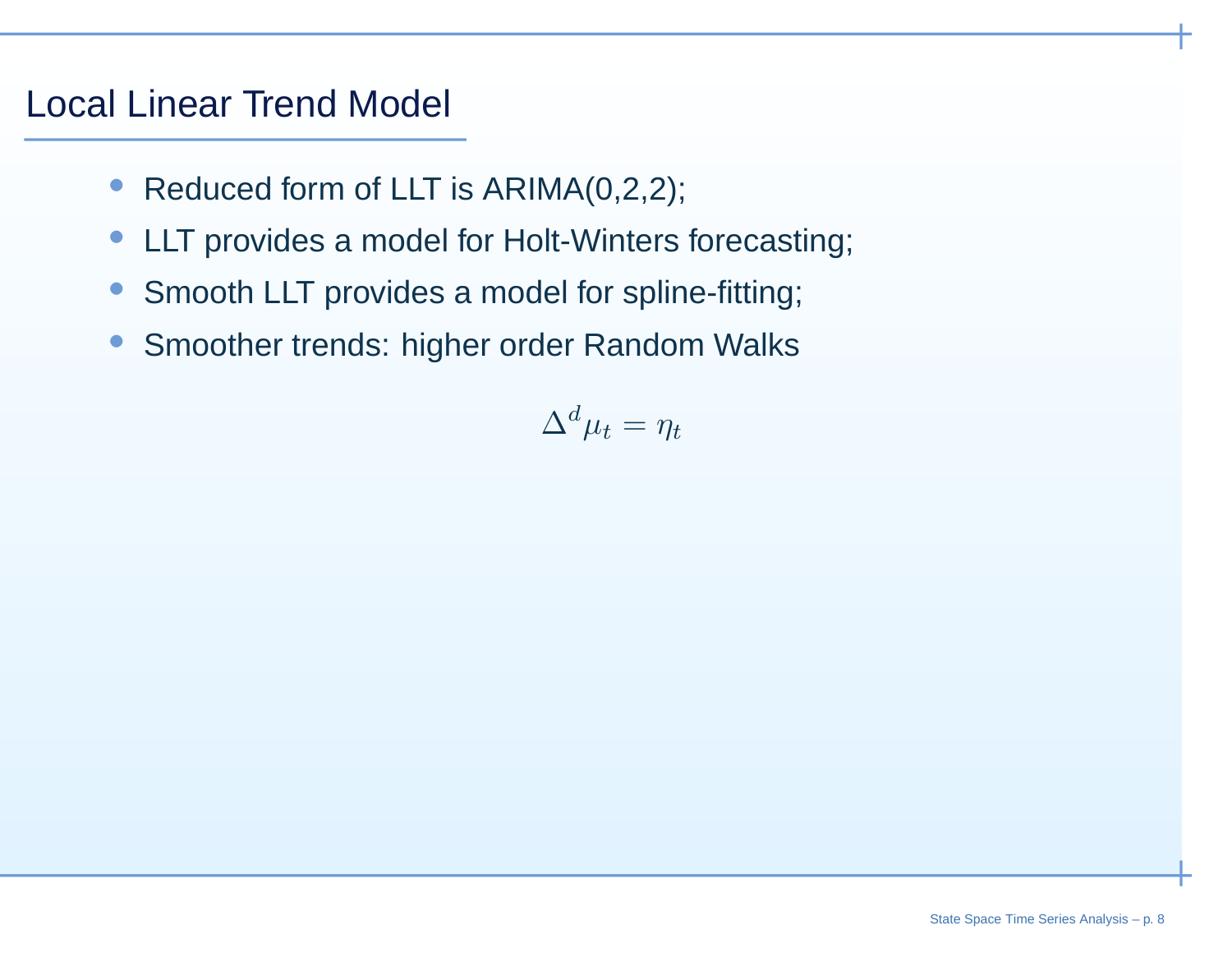## Local Linear Trend Model

- Reduced form of LLT is ARIMA(0,2,2);
- LLT provides a model for Holt-Winters forecasting;
- Smooth LLT provides a model for spline-fitting;
- Smoother trends: higher order Random Walks

$$\Delta^d \mu_t = \eta_t$$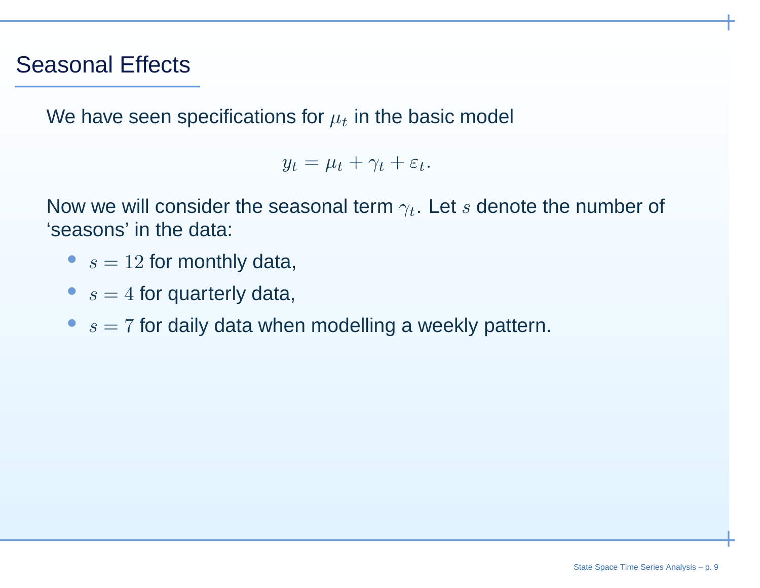# Seasonal Effects

We have seen specifications for $\mu_t$ in the basic model

$$y_t = \mu_t + \gamma_t + \varepsilon_t.$$

Now we will consider the seasonal term $\gamma_t$. Let $s$ denote the number of 'seasons' in the data:

- $s = 12$ for monthly data,
- $s = 4$ for quarterly data,
- $s = 7$ for daily data when modelling a weekly pattern.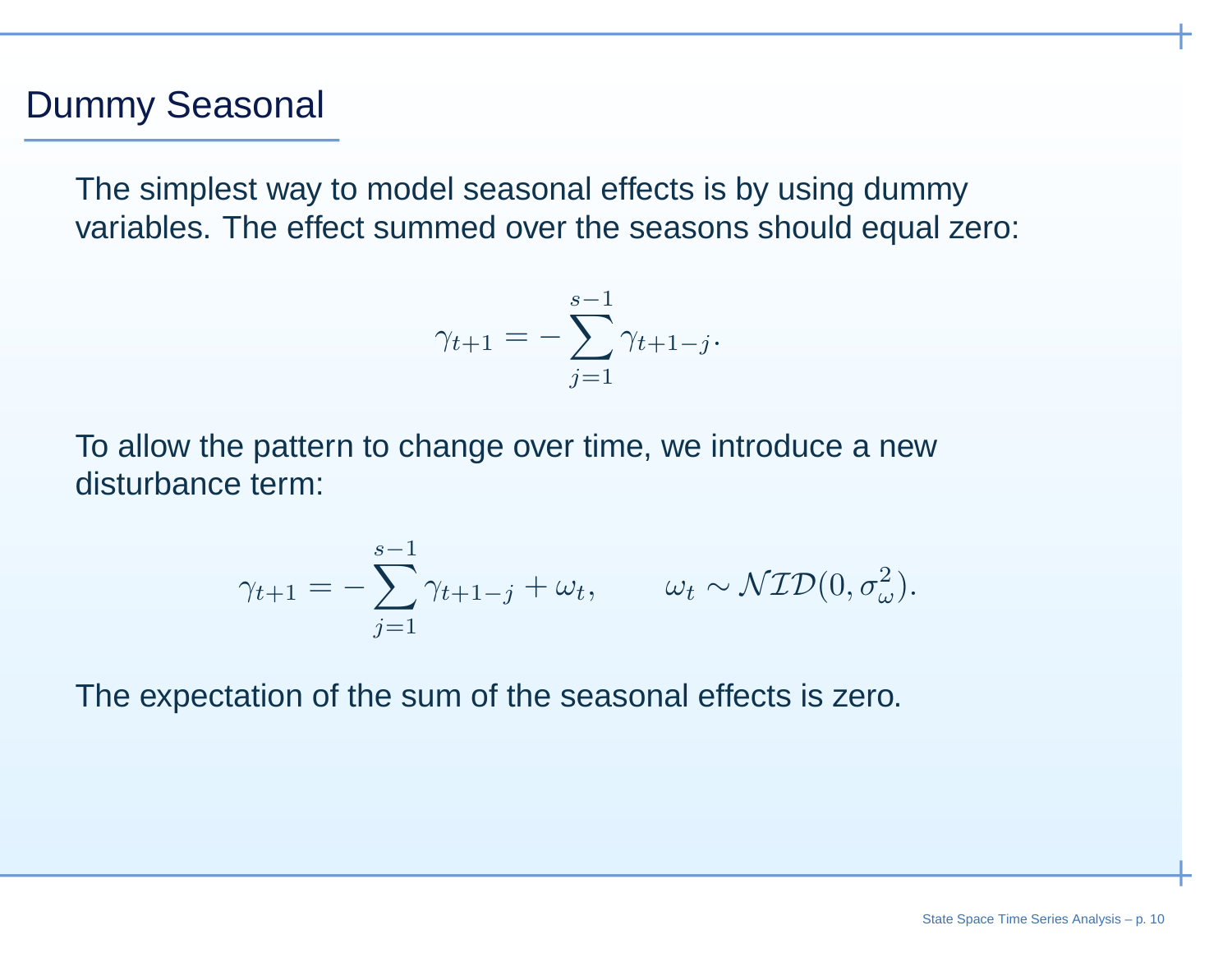## Dummy Seasonal

The simplest way to model seasonal effects is by using dummy variables. The effect summed over the seasons should equal zero:

$$\gamma_{t+1} = -\sum_{j=1}^{s-1} \gamma_{t+1-j}.$$

To allow the pattern to change over time, we introduce a new disturbance term:

$$\gamma_{t+1} = -\sum_{j=1}^{s-1} \gamma_{t+1-j} + \omega_t, \qquad \omega_t \sim \mathcal{NID}(0, \sigma_\omega^2).$$

The expectation of the sum of the seasonal effects is zero.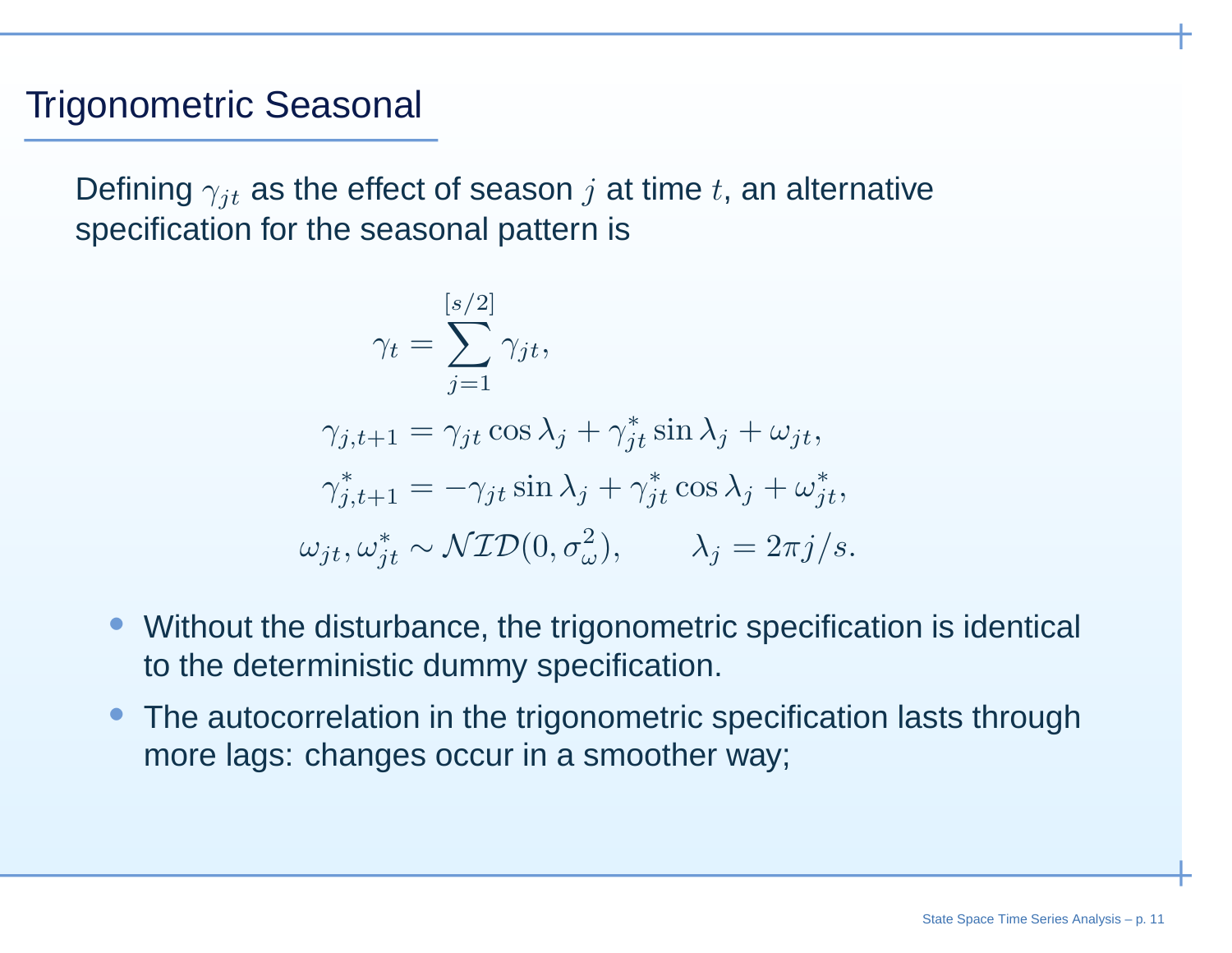## Trigonometric Seasonal

Defining $\gamma_{jt}$ as the effect of season $j$ at time $t$, an alternative specification for the seasonal pattern is

$$
\begin{aligned}
\gamma_t &= \sum_{j=1}^{[s/2]} \gamma_{jt}, \\
\gamma_{j,t+1} &= \gamma_{jt} \cos \lambda_j + \gamma_{jt}^* \sin \lambda_j + \omega_{jt}, \\
\gamma_{j,t+1}^* &= -\gamma_{jt} \sin \lambda_j + \gamma_{jt}^* \cos \lambda_j + \omega_{jt}^*, \\
\omega_{jt}, \omega_{jt}^* &\sim \mathcal{NID}(0, \sigma_\omega^2), \qquad \lambda_j = 2\pi j/s.
\end{aligned}
$$

- Without the disturbance, the trigonometric specification is identical to the deterministic dummy specification.
- The autocorrelation in the trigonometric specification lasts through more lags: changes occur in a smoother way;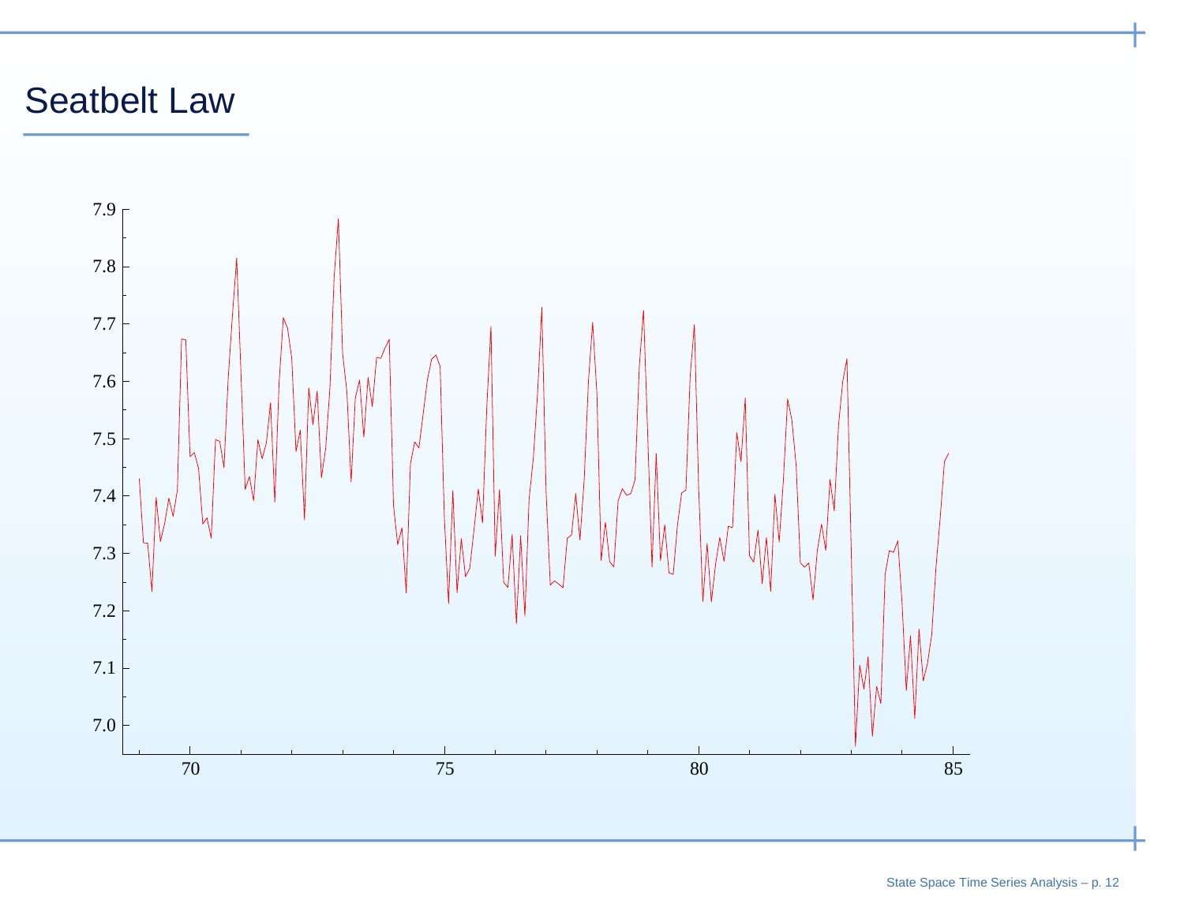## Seatbelt Law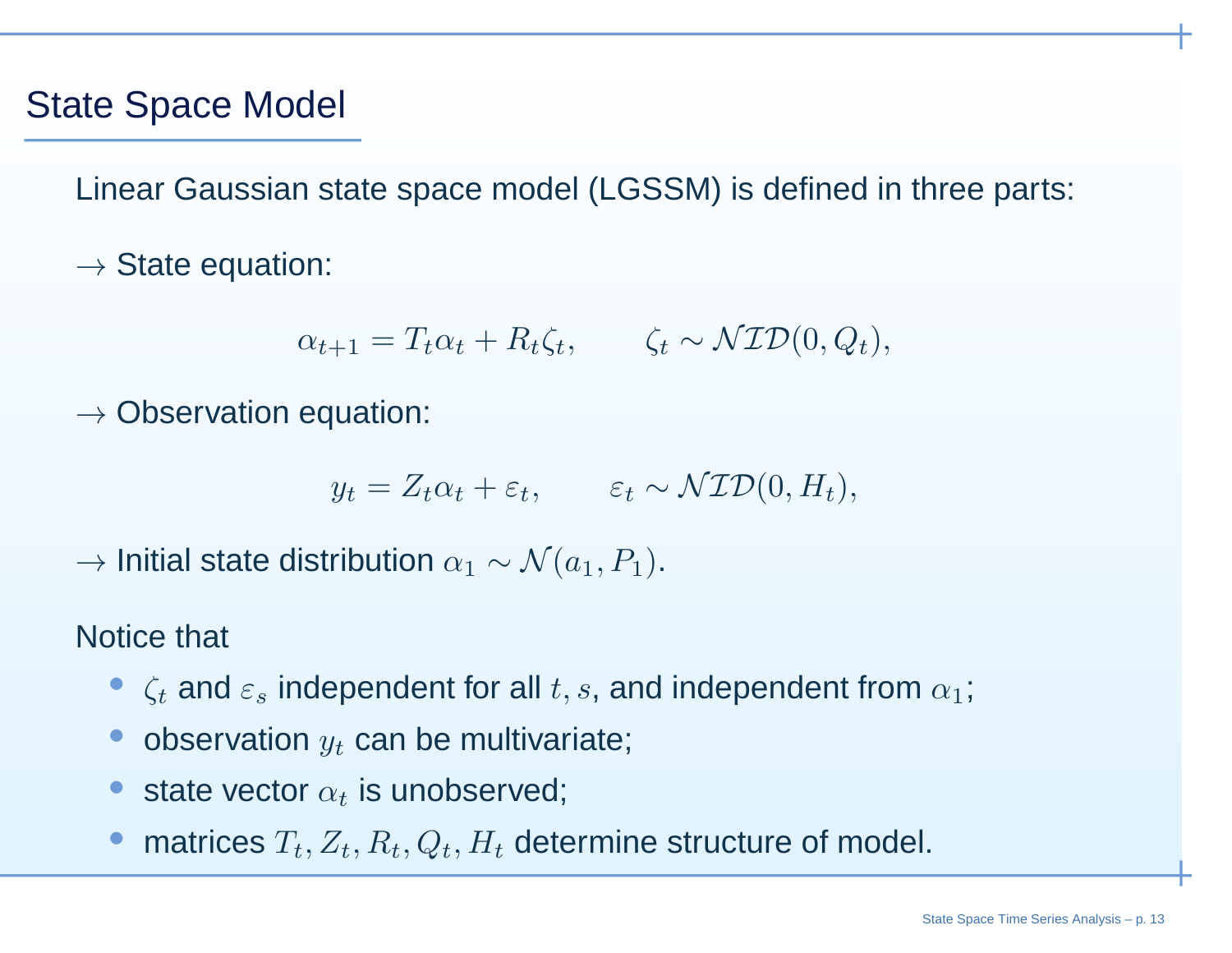## State Space Model

Linear Gaussian state space model (LGSSM) is defined in three parts:

$\rightarrow$ State equation:

$$\alpha_{t+1} = T_t \alpha_t + R_t \zeta_t, \qquad \zeta_t \sim \mathcal{NID}(0, Q_t),$$

$\rightarrow$ Observation equation:

$$y_t = Z_t \alpha_t + \varepsilon_t, \qquad \varepsilon_t \sim \mathcal{NID}(0, H_t),$$

$\rightarrow$ Initial state distribution $\alpha_1 \sim \mathcal{N}(a_1, P_1)$.

Notice that

- $\zeta_t$ and $\varepsilon_s$ independent for all $t, s$, and independent from $\alpha_1$;
- observation $y_t$ can be multivariate;
- state vector $\alpha_t$ is unobserved;
- matrices $T_t, Z_t, R_t, Q_t, H_t$ determine structure of model.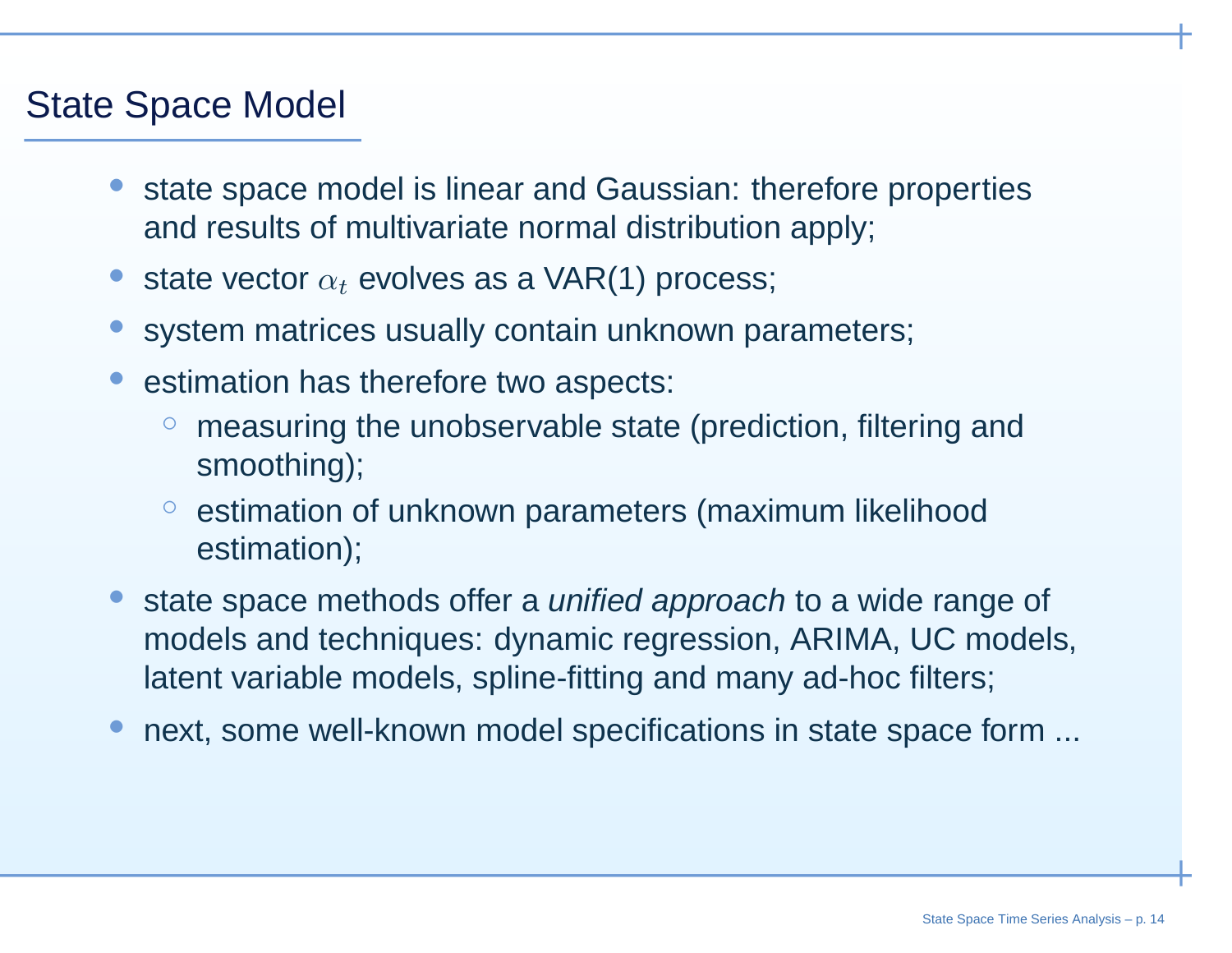# State Space Model

- state space model is linear and Gaussian: therefore properties and results of multivariate normal distribution apply;
- state vector $\alpha_t$ evolves as a VAR(1) process;
- system matrices usually contain unknown parameters;
- estimation has therefore two aspects:
  - measuring the unobservable state (prediction, filtering and smoothing);
  - estimation of unknown parameters (maximum likelihood estimation);
- state space methods offer a *unified approach* to a wide range of models and techniques: dynamic regression, ARIMA, UC models, latent variable models, spline-fitting and many ad-hoc filters;
- next, some well-known model specifications in state space form ...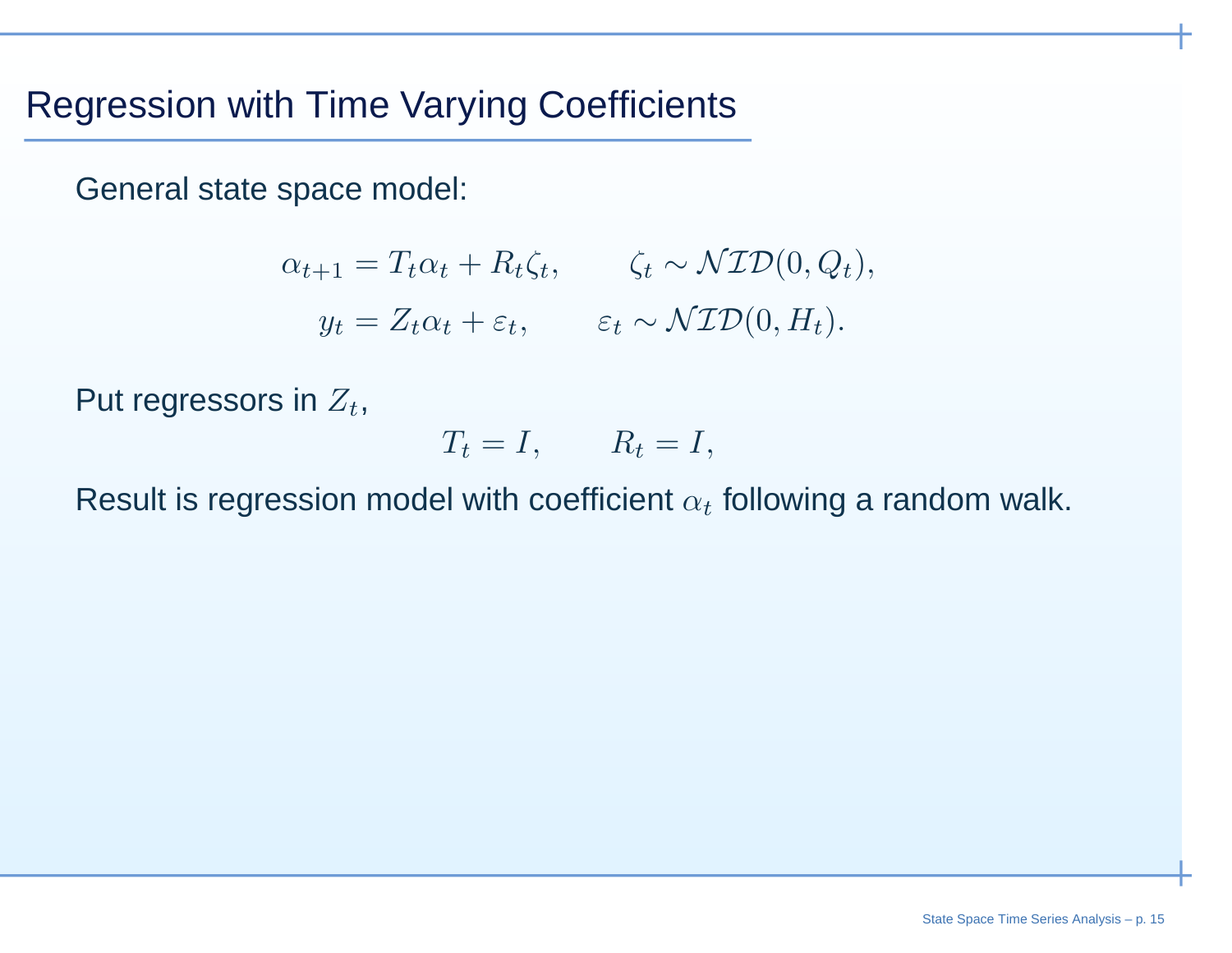# Regression with Time Varying Coefficients

General state space model:

$$
\begin{aligned}
\alpha_{t+1} &= T_t \alpha_t + R_t \zeta_t, \qquad \zeta_t \sim \mathcal{NID}(0, Q_t), \\
y_t &= Z_t \alpha_t + \varepsilon_t, \qquad \varepsilon_t \sim \mathcal{NID}(0, H_t).
\end{aligned}
$$

Put regressors in $Z_t$,

$$
T_t = I, \qquad R_t = I,
$$

Result is regression model with coefficient $\alpha_t$ following a random walk.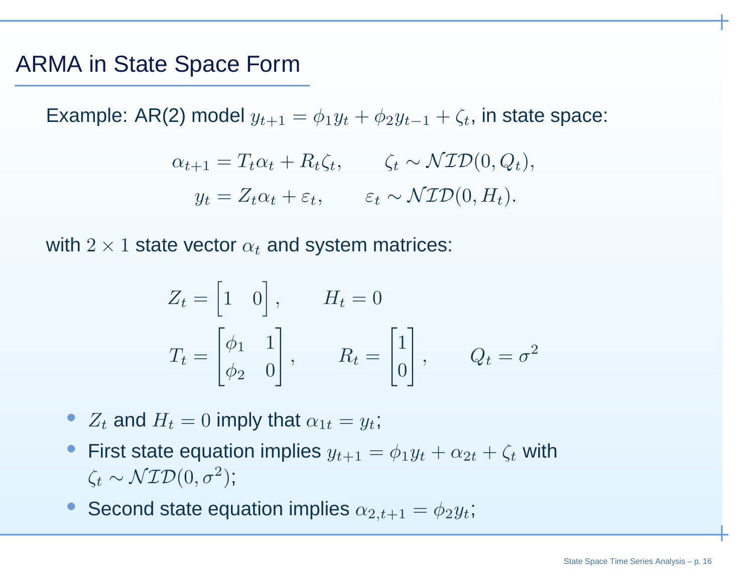## ARMA in State Space Form

Example: AR(2) model $y_{t+1} = \phi_1 y_t + \phi_2 y_{t-1} + \zeta_t$, in state space:

$$
\begin{aligned}
\alpha_{t+1} &= T_t \alpha_t + R_t \zeta_t, \qquad \zeta_t \sim \mathcal{NID}(0, Q_t), \\
y_t &= Z_t \alpha_t + \varepsilon_t, \qquad \varepsilon_t \sim \mathcal{NID}(0, H_t).
\end{aligned}
$$

with $2 \times 1$ state vector $\alpha_t$ and system matrices:

$$
Z_t = \begin{bmatrix} 1 & 0 \end{bmatrix}, \qquad H_t = 0
$$

$$
T_t = \begin{bmatrix} \phi_1 & 1 \\ \phi_2 & 0 \end{bmatrix}, \qquad R_t = \begin{bmatrix} 1 \\ 0 \end{bmatrix}, \qquad Q_t = \sigma^2
$$

- $Z_t$ and $H_t = 0$ imply that $\alpha_{1t} = y_t$;
- First state equation implies $y_{t+1} = \phi_1 y_t + \alpha_{2t} + \zeta_t$ with $\zeta_t \sim \mathcal{NID}(0, \sigma^2)$;
- Second state equation implies $\alpha_{2,t+1} = \phi_2 y_t$;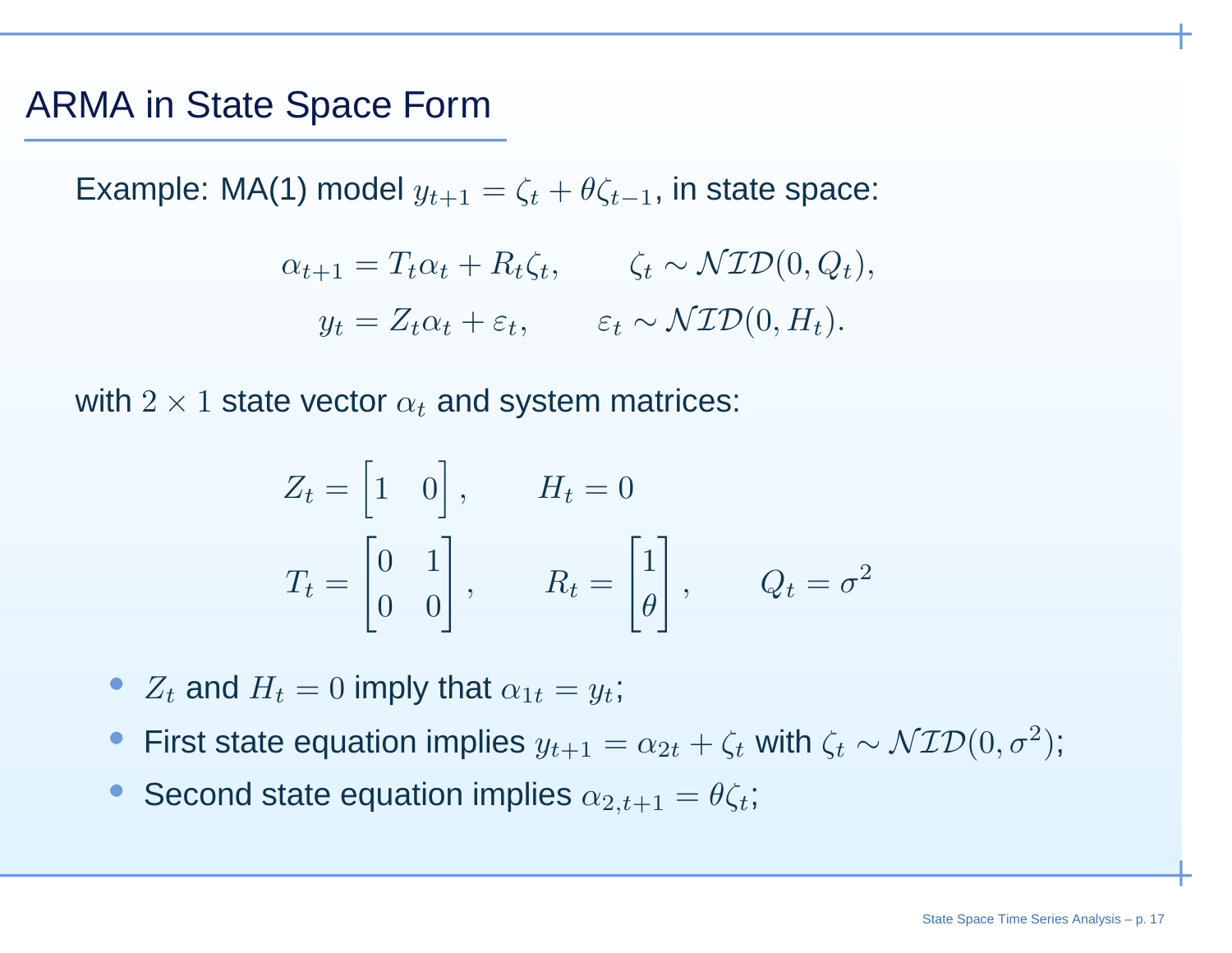## ARMA in State Space Form

Example: MA(1) model $y_{t+1} = \zeta_t + \theta\zeta_{t-1}$, in state space:

$$
\begin{aligned}
\alpha_{t+1} &= T_t \alpha_t + R_t \zeta_t, \qquad \zeta_t \sim \mathcal{NID}(0, Q_t), \\
y_t &= Z_t \alpha_t + \varepsilon_t, \qquad \varepsilon_t \sim \mathcal{NID}(0, H_t).
\end{aligned}
$$

with $2 \times 1$ state vector $\alpha_t$ and system matrices:

$$
Z_t = \begin{bmatrix} 1 & 0 \end{bmatrix}, \qquad H_t = 0
$$

$$
T_t = \begin{bmatrix} 0 & 1 \\ 0 & 0 \end{bmatrix}, \qquad R_t = \begin{bmatrix} 1 \\ \theta \end{bmatrix}, \qquad Q_t = \sigma^2
$$

- $Z_t$ and $H_t = 0$ imply that $\alpha_{1t} = y_t$;
- First state equation implies $y_{t+1} = \alpha_{2t} + \zeta_t$ with $\zeta_t \sim \mathcal{NID}(0, \sigma^2)$;
- Second state equation implies $\alpha_{2,t+1} = \theta\zeta_t$;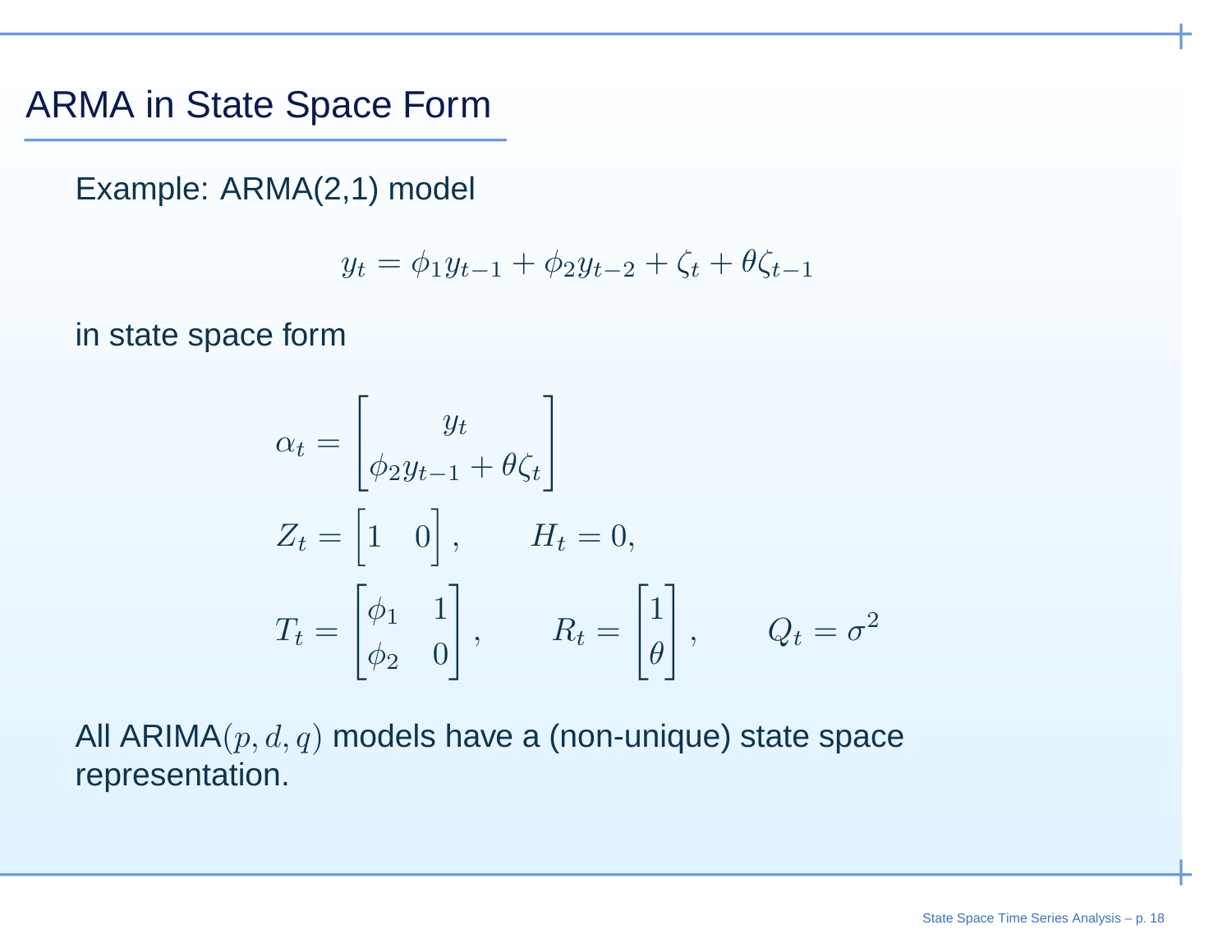## ARMA in State Space Form

Example: ARMA(2,1) model

$$y_t = \phi_1 y_{t-1} + \phi_2 y_{t-2} + \zeta_t + \theta \zeta_{t-1}$$

in state space form

$$\alpha_t = \begin{bmatrix} y_t \\ \phi_2 y_{t-1} + \theta \zeta_t \end{bmatrix}$$

$$Z_t = \begin{bmatrix} 1 & 0 \end{bmatrix}, \qquad H_t = 0,$$

$$T_t = \begin{bmatrix} \phi_1 & 1 \\ \phi_2 & 0 \end{bmatrix}, \qquad R_t = \begin{bmatrix} 1 \\ \theta \end{bmatrix}, \qquad Q_t = \sigma^2$$

All ARIMA$(p, d, q)$ models have a (non-unique) state space representation.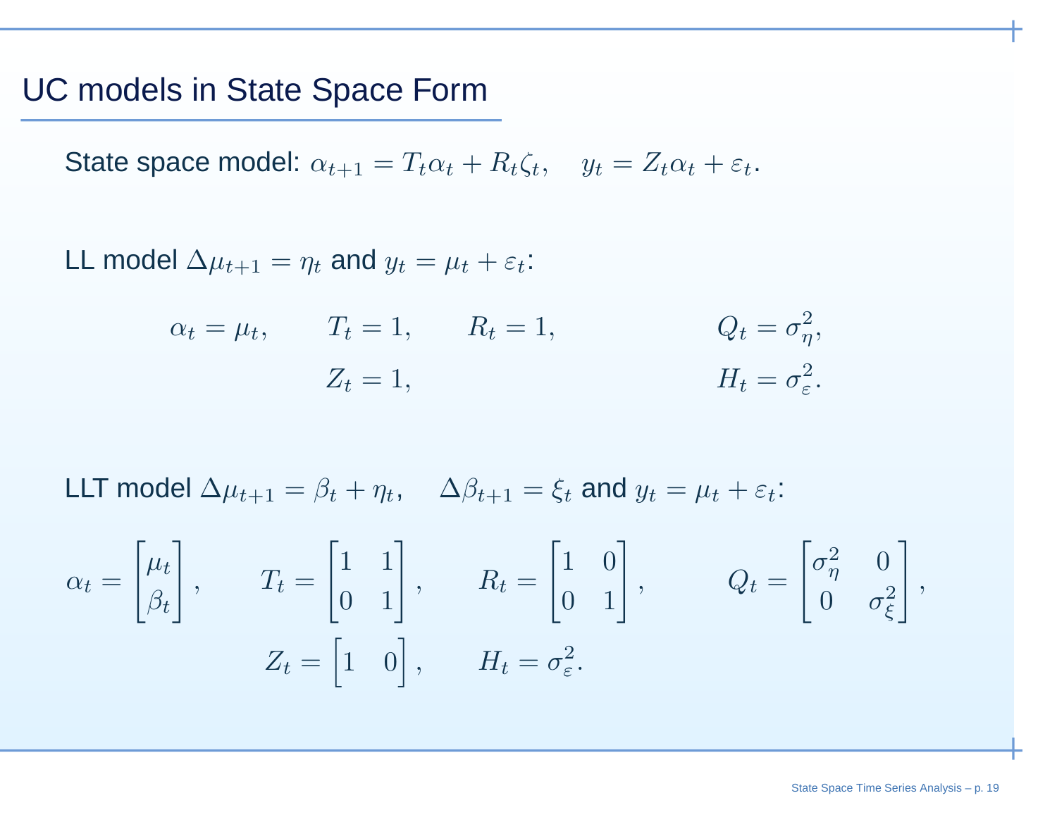# UC models in State Space Form

State space model: $\alpha_{t+1} = T_t \alpha_t + R_t \zeta_t, \quad y_t = Z_t \alpha_t + \varepsilon_t.$

LL model $\Delta \mu_{t+1} = \eta_t$ and $y_t = \mu_t + \varepsilon_t$:

$$
\begin{aligned}
\alpha_t &= \mu_t, & T_t &= 1, & R_t &= 1, & Q_t &= \sigma_\eta^2, \\
& & Z_t &= 1, & & & H_t &= \sigma_\varepsilon^2.
\end{aligned}
$$

LLT model $\Delta \mu_{t+1} = \beta_t + \eta_t, \quad \Delta \beta_{t+1} = \xi_t$ and $y_t = \mu_t + \varepsilon_t$:

$$
\alpha_t = \begin{bmatrix} \mu_t \\ \beta_t \end{bmatrix}, \qquad T_t = \begin{bmatrix} 1 & 1 \\ 0 & 1 \end{bmatrix}, \qquad R_t = \begin{bmatrix} 1 & 0 \\ 0 & 1 \end{bmatrix}, \qquad Q_t = \begin{bmatrix} \sigma_\eta^2 & 0 \\ 0 & \sigma_\xi^2 \end{bmatrix},
$$

$$
Z_t = \begin{bmatrix} 1 & 0 \end{bmatrix}, \qquad H_t = \sigma_\varepsilon^2.
$$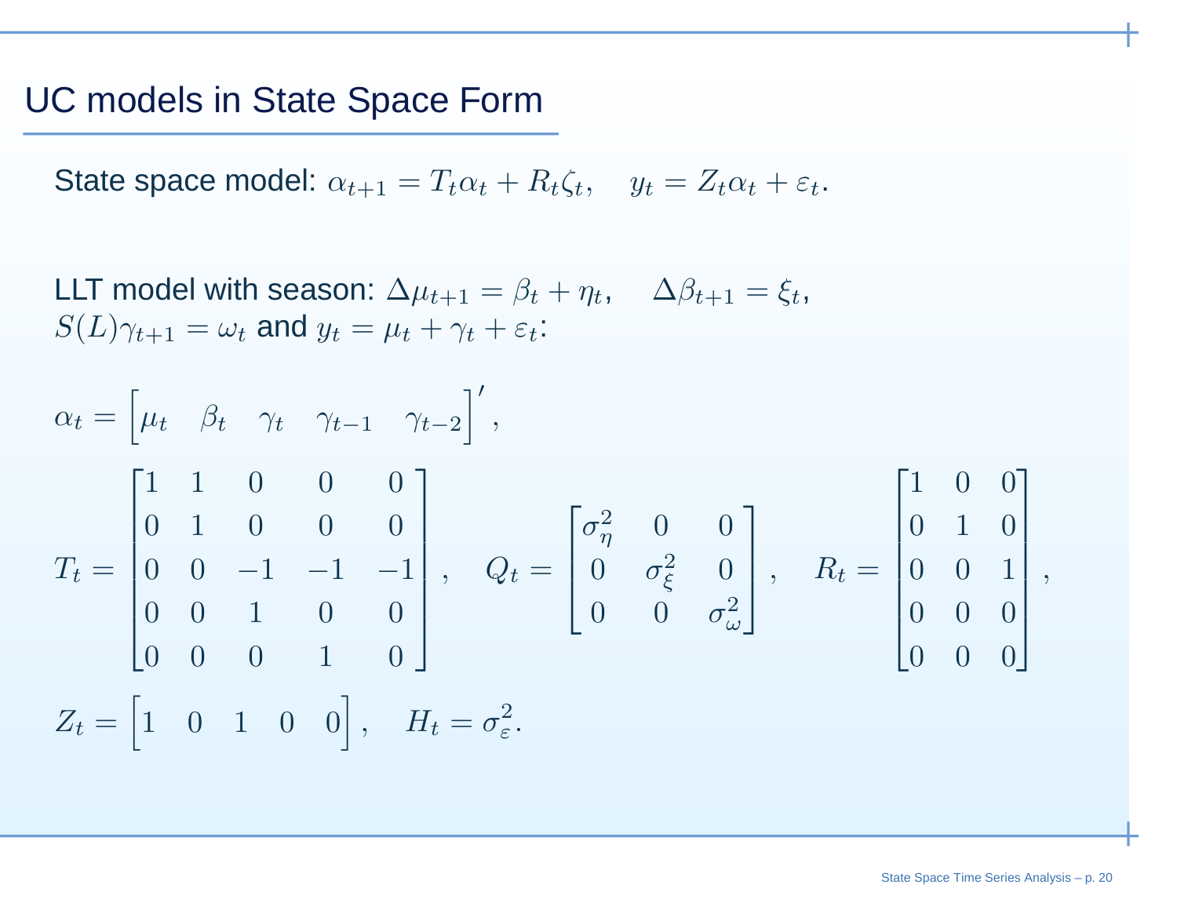## UC models in State Space Form

State space model: $\alpha_{t+1} = T_t \alpha_t + R_t \zeta_t, \quad y_t = Z_t \alpha_t + \varepsilon_t.$

LLT model with season: $\Delta\mu_{t+1} = \beta_t + \eta_t, \quad \Delta\beta_{t+1} = \xi_t,$
$S(L)\gamma_{t+1} = \omega_t$ and $y_t = \mu_t + \gamma_t + \varepsilon_t$:

$$\alpha_t = \begin{bmatrix} \mu_t & \beta_t & \gamma_t & \gamma_{t-1} & \gamma_{t-2} \end{bmatrix}',$$

$$T_t = \begin{bmatrix} 1 & 1 & 0 & 0 & 0 \\ 0 & 1 & 0 & 0 & 0 \\ 0 & 0 & -1 & -1 & -1 \\ 0 & 0 & 1 & 0 & 0 \\ 0 & 0 & 0 & 1 & 0 \end{bmatrix}, \quad Q_t = \begin{bmatrix} \sigma_\eta^2 & 0 & 0 \\ 0 & \sigma_\xi^2 & 0 \\ 0 & 0 & \sigma_\omega^2 \end{bmatrix}, \quad R_t = \begin{bmatrix} 1 & 0 & 0 \\ 0 & 1 & 0 \\ 0 & 0 & 1 \\ 0 & 0 & 0 \\ 0 & 0 & 0 \end{bmatrix},$$

$$Z_t = \begin{bmatrix} 1 & 0 & 1 & 0 & 0 \end{bmatrix}, \quad H_t = \sigma_\varepsilon^2.$$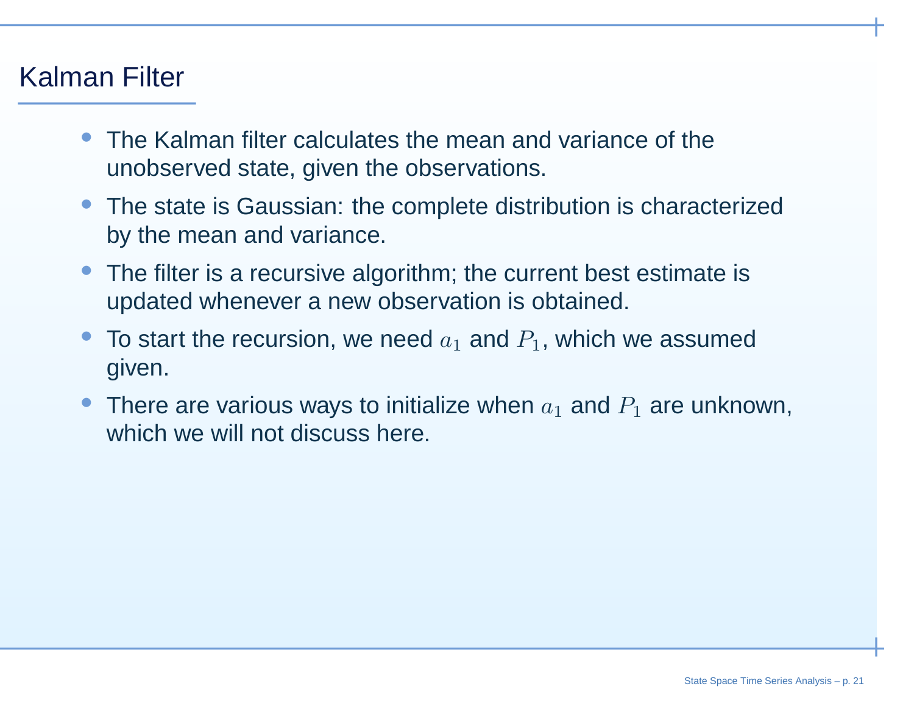# Kalman Filter

- The Kalman filter calculates the mean and variance of the unobserved state, given the observations.
- The state is Gaussian: the complete distribution is characterized by the mean and variance.
- The filter is a recursive algorithm; the current best estimate is updated whenever a new observation is obtained.
- To start the recursion, we need $a_1$ and $P_1$, which we assumed given.
- There are various ways to initialize when $a_1$ and $P_1$ are unknown, which we will not discuss here.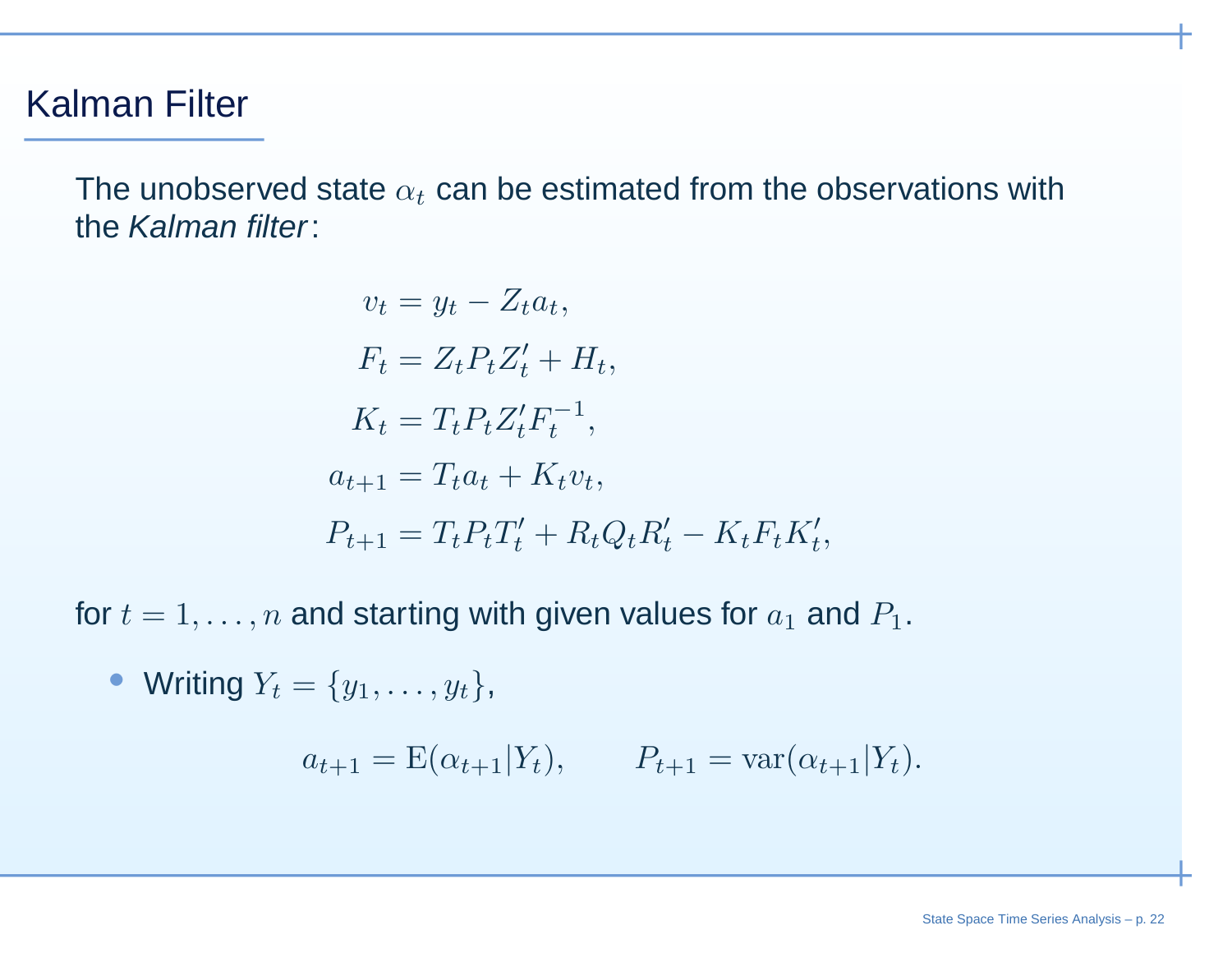# Kalman Filter

The unobserved state $\alpha_t$ can be estimated from the observations with the *Kalman filter*:

$$
\begin{aligned}
v_t &= y_t - Z_t a_t, \\
F_t &= Z_t P_t Z_t' + H_t, \\
K_t &= T_t P_t Z_t' F_t^{-1}, \\
a_{t+1} &= T_t a_t + K_t v_t, \\
P_{t+1} &= T_t P_t T_t' + R_t Q_t R_t' - K_t F_t K_t',
\end{aligned}
$$

for $t = 1, \ldots, n$ and starting with given values for $a_1$ and $P_1$.

- Writing $Y_t = \{y_1, \ldots, y_t\}$,

$$
a_{t+1} = \mathrm{E}(\alpha_{t+1}|Y_t), \qquad P_{t+1} = \mathrm{var}(\alpha_{t+1}|Y_t).
$$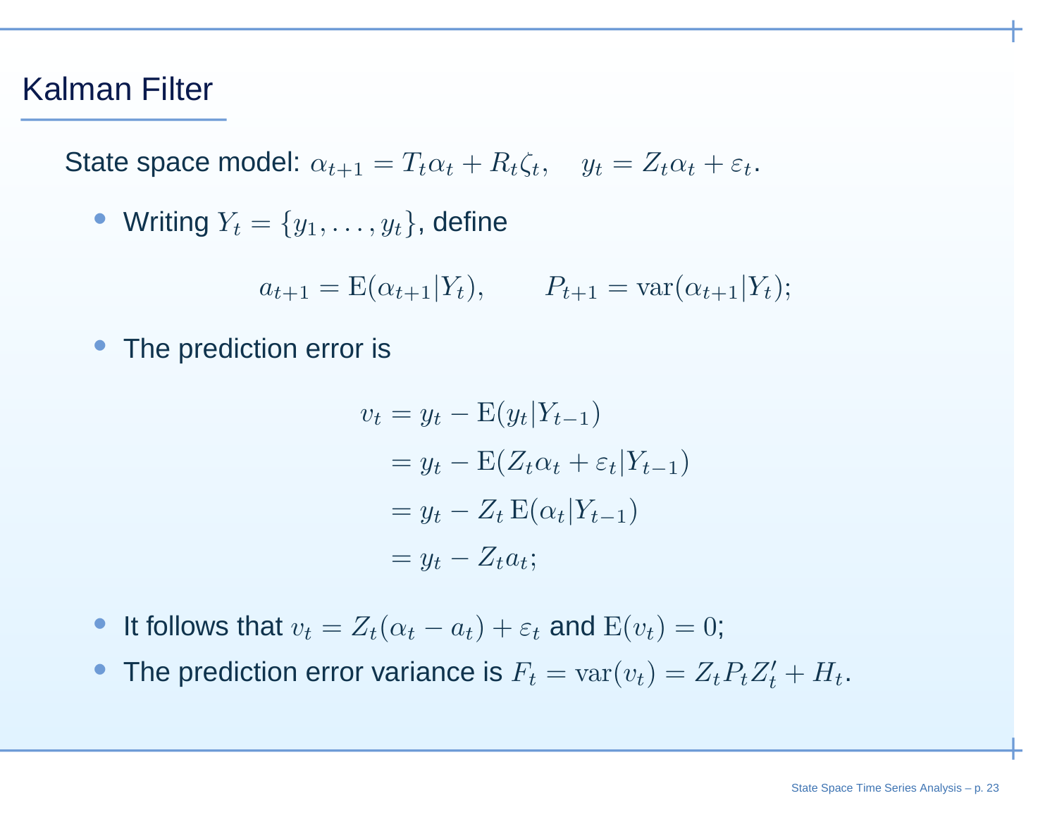# Kalman Filter

State space model: $\alpha_{t+1} = T_t \alpha_t + R_t \zeta_t, \quad y_t = Z_t \alpha_t + \varepsilon_t.$

- Writing $Y_t = \{y_1, \ldots, y_t\}$, define

$$a_{t+1} = \mathrm{E}(\alpha_{t+1} | Y_t), \qquad P_{t+1} = \mathrm{var}(\alpha_{t+1} | Y_t);$$

- The prediction error is

$$\begin{aligned} v_t &= y_t - \mathrm{E}(y_t | Y_{t-1}) \\ &= y_t - \mathrm{E}(Z_t \alpha_t + \varepsilon_t | Y_{t-1}) \\ &= y_t - Z_t \, \mathrm{E}(\alpha_t | Y_{t-1}) \\ &= y_t - Z_t a_t; \end{aligned}$$

- It follows that $v_t = Z_t(\alpha_t - a_t) + \varepsilon_t$ and $\mathrm{E}(v_t) = 0$;
- The prediction error variance is $F_t = \mathrm{var}(v_t) = Z_t P_t Z_t' + H_t$.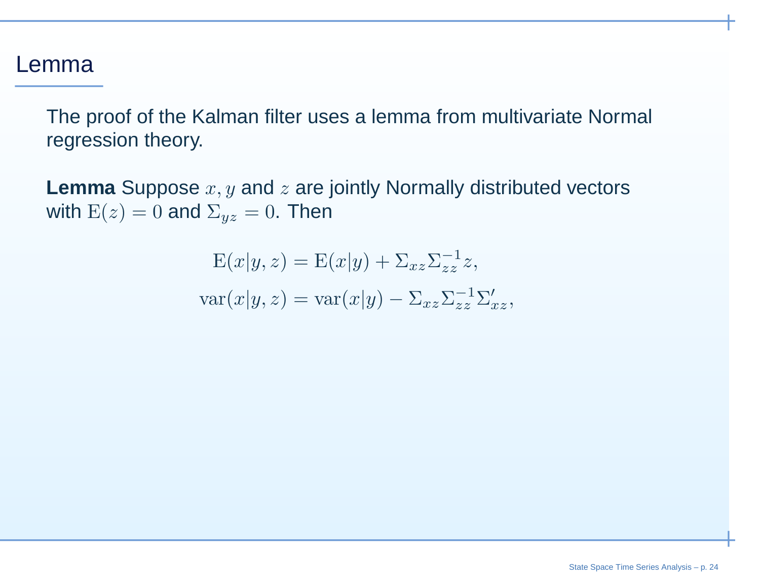## Lemma

The proof of the Kalman filter uses a lemma from multivariate Normal regression theory.

**Lemma** Suppose $x, y$ and $z$ are jointly Normally distributed vectors with $\mathrm{E}(z) = 0$ and $\Sigma_{yz} = 0$. Then

$$
\begin{aligned}
\mathrm{E}(x|y,z) &= \mathrm{E}(x|y) + \Sigma_{xz}\Sigma_{zz}^{-1}z, \\
\mathrm{var}(x|y,z) &= \mathrm{var}(x|y) - \Sigma_{xz}\Sigma_{zz}^{-1}\Sigma_{xz}',
\end{aligned}
$$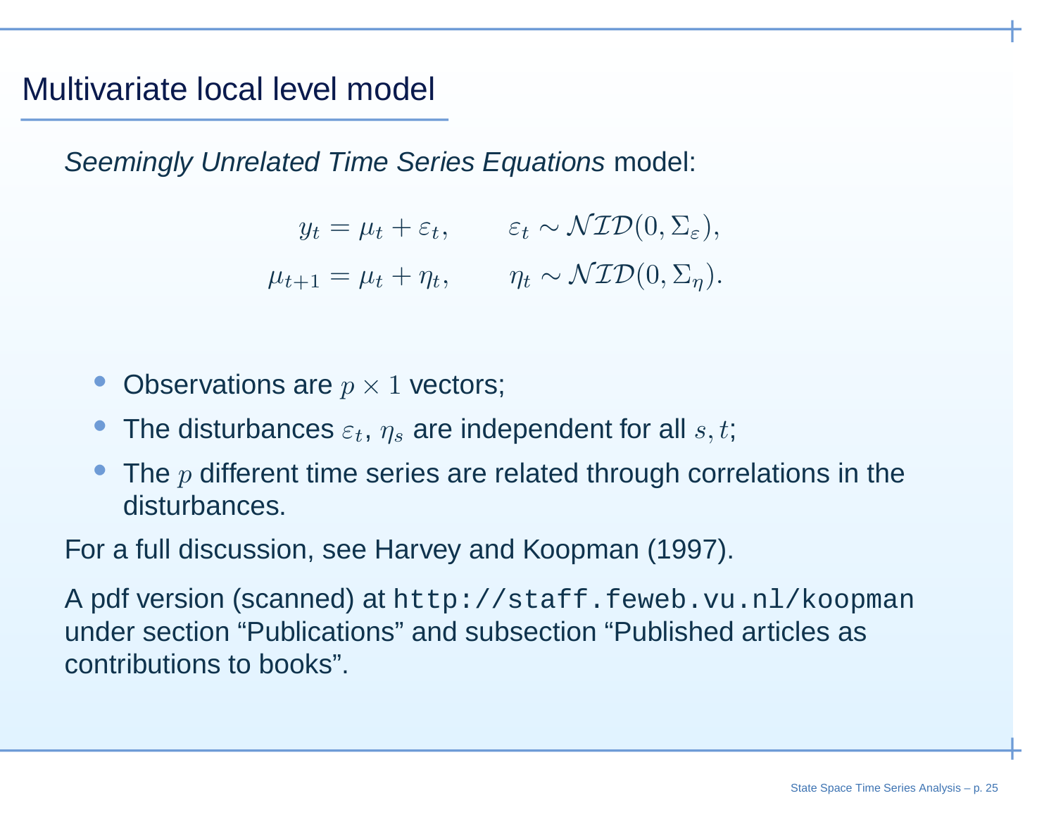# Multivariate local level model

*Seemingly Unrelated Time Series Equations* model:

$$
\begin{aligned}
y_t &= \mu_t + \varepsilon_t, & \varepsilon_t &\sim \mathcal{NID}(0, \Sigma_\varepsilon), \\
\mu_{t+1} &= \mu_t + \eta_t, & \eta_t &\sim \mathcal{NID}(0, \Sigma_\eta).
\end{aligned}
$$

- Observations are $p \times 1$ vectors;
- The disturbances $\varepsilon_t$, $\eta_s$ are independent for all $s, t$;
- The $p$ different time series are related through correlations in the disturbances.

For a full discussion, see Harvey and Koopman (1997).

A pdf version (scanned) at `http://staff.feweb.vu.nl/koopman` under section “Publications” and subsection “Published articles as contributions to books”.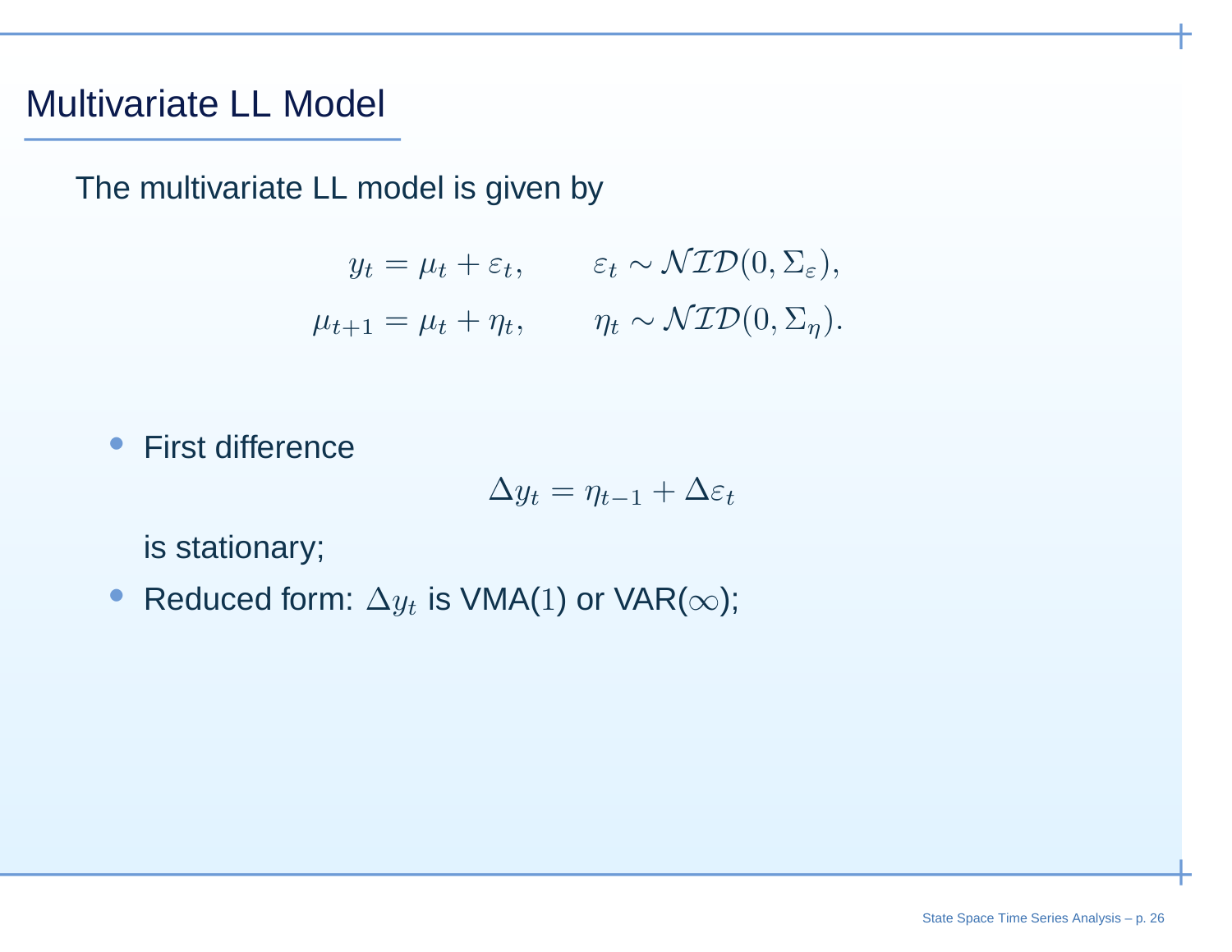# Multivariate LL Model

The multivariate LL model is given by

$$
\begin{aligned}
y_t &= \mu_t + \varepsilon_t, \qquad \varepsilon_t \sim \mathcal{NID}(0, \Sigma_\varepsilon), \\
\mu_{t+1} &= \mu_t + \eta_t, \qquad \eta_t \sim \mathcal{NID}(0, \Sigma_\eta).
\end{aligned}
$$

- First difference

  $$\Delta y_t = \eta_{t-1} + \Delta \varepsilon_t$$

  is stationary;
- Reduced form: $\Delta y_t$ is VMA($1$) or VAR($\infty$);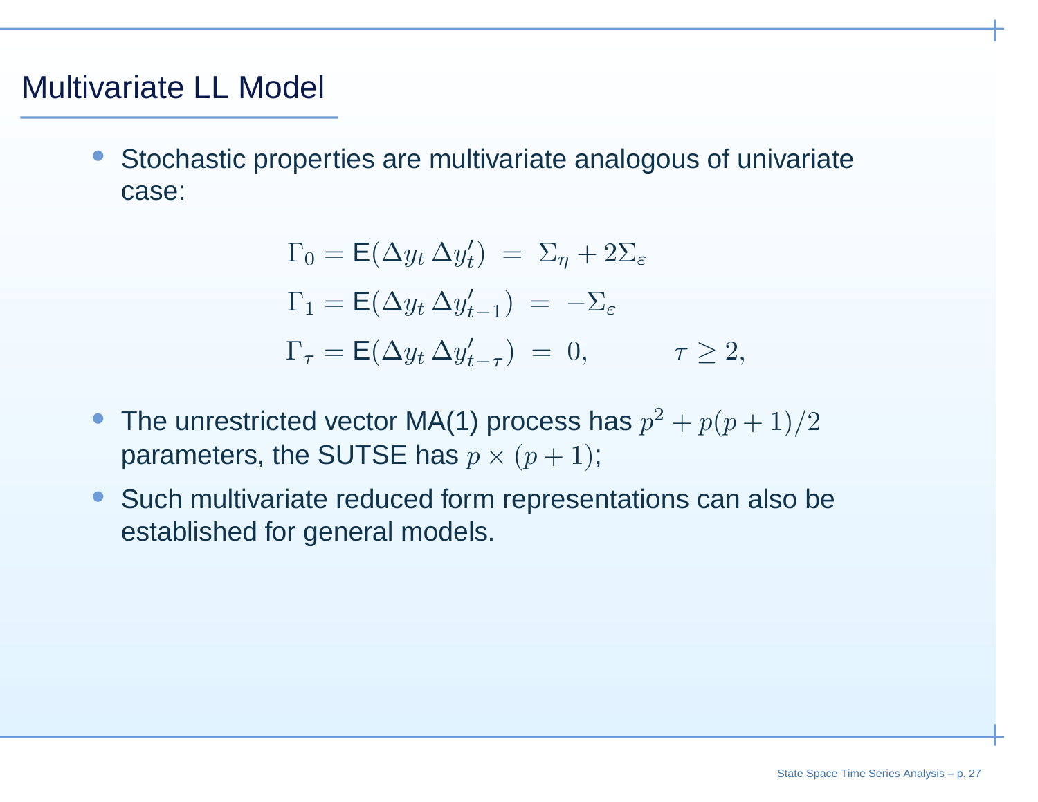## Multivariate LL Model

- Stochastic properties are multivariate analogous of univariate case:

$$
\begin{aligned}
\Gamma_0 = \mathsf{E}(\Delta y_t \, \Delta y_t') \; &= \; \Sigma_\eta + 2\Sigma_\varepsilon \\
\Gamma_1 = \mathsf{E}(\Delta y_t \, \Delta y_{t-1}') \; &= \; -\Sigma_\varepsilon \\
\Gamma_\tau = \mathsf{E}(\Delta y_t \, \Delta y_{t-\tau}') \; &= \; 0, \qquad\qquad \tau \geq 2,
\end{aligned}
$$

- The unrestricted vector MA(1) process has $p^2 + p(p+1)/2$ parameters, the SUTSE has $p \times (p+1)$;
- Such multivariate reduced form representations can also be established for general models.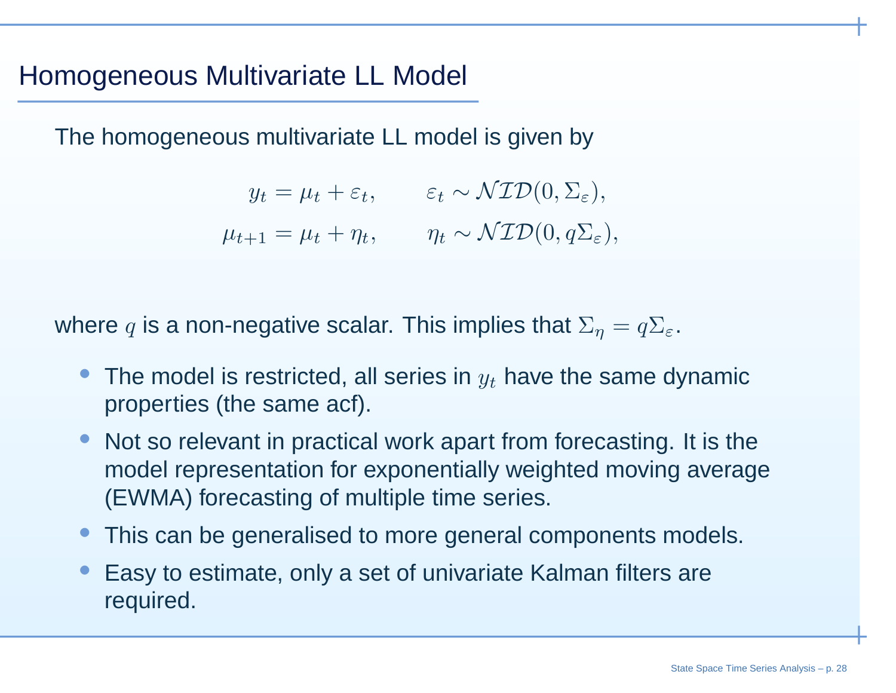## Homogeneous Multivariate LL Model

The homogeneous multivariate LL model is given by

$$
\begin{aligned}
y_t &= \mu_t + \varepsilon_t, \qquad & \varepsilon_t &\sim \mathcal{NID}(0, \Sigma_\varepsilon), \\
\mu_{t+1} &= \mu_t + \eta_t, \qquad & \eta_t &\sim \mathcal{NID}(0, q\Sigma_\varepsilon),
\end{aligned}
$$

where $q$ is a non-negative scalar. This implies that $\Sigma_\eta = q\Sigma_\varepsilon$.

- The model is restricted, all series in $y_t$ have the same dynamic properties (the same acf).
- Not so relevant in practical work apart from forecasting. It is the model representation for exponentially weighted moving average (EWMA) forecasting of multiple time series.
- This can be generalised to more general components models.
- Easy to estimate, only a set of univariate Kalman filters are required.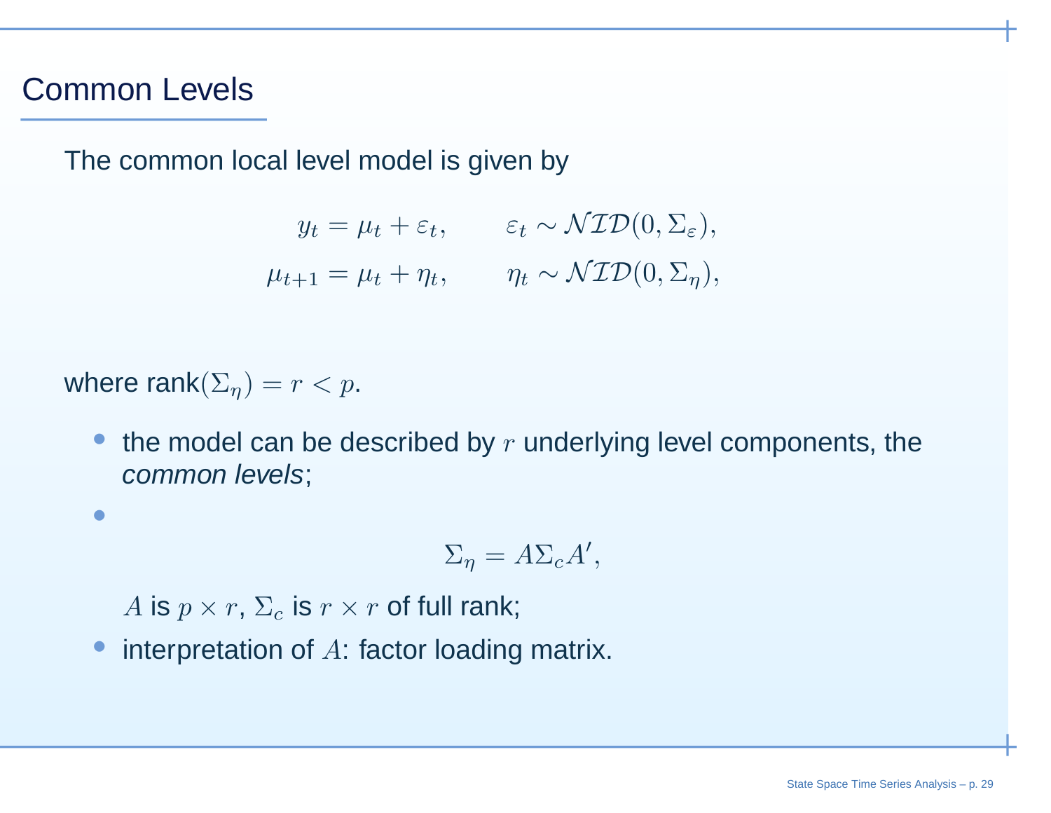## Common Levels

The common local level model is given by

$$\begin{aligned} y_t &= \mu_t + \varepsilon_t, \qquad & \varepsilon_t &\sim \mathcal{NID}(0, \Sigma_\varepsilon), \\ \mu_{t+1} &= \mu_t + \eta_t, \qquad & \eta_t &\sim \mathcal{NID}(0, \Sigma_\eta), \end{aligned}$$

where rank$(\Sigma_\eta) = r < p$.

- the model can be described by $r$ underlying level components, the *common levels*;
- $$\Sigma_\eta = A \Sigma_c A',$$

  $A$ is $p \times r$, $\Sigma_c$ is $r \times r$ of full rank;
- interpretation of $A$: factor loading matrix.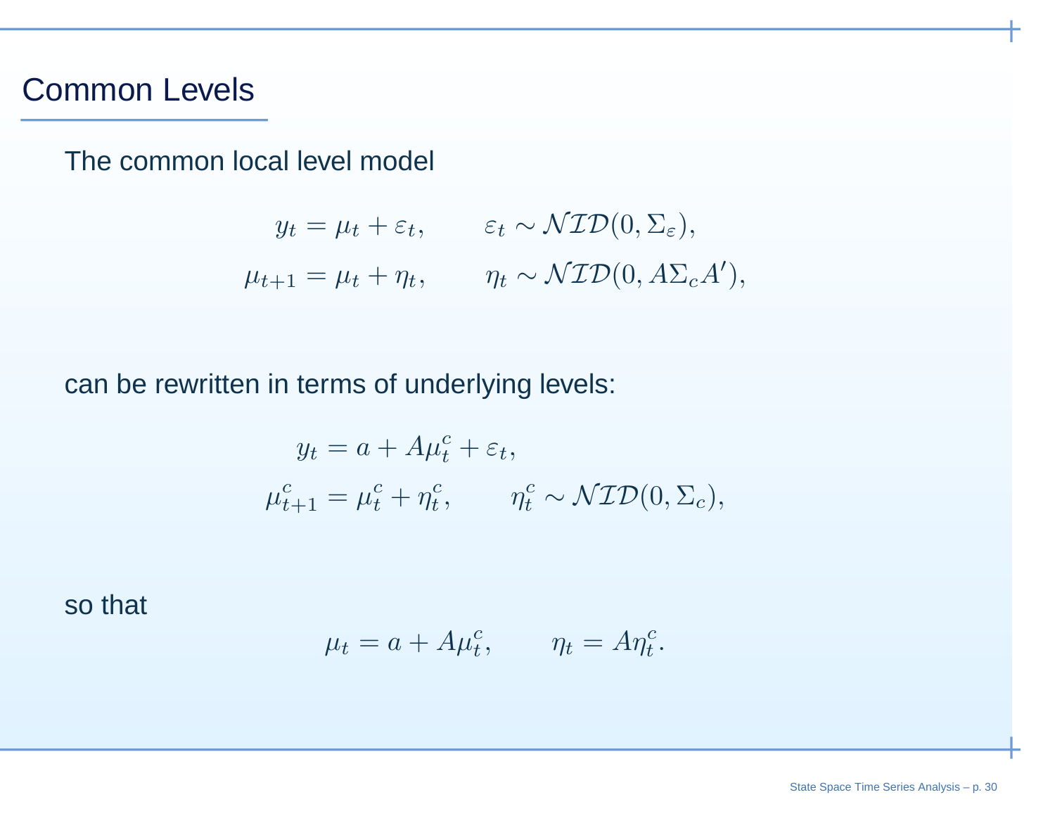## Common Levels

The common local level model

$$
\begin{aligned}
y_t &= \mu_t + \varepsilon_t, \qquad && \varepsilon_t \sim \mathcal{NID}(0, \Sigma_\varepsilon), \\
\mu_{t+1} &= \mu_t + \eta_t, \qquad && \eta_t \sim \mathcal{NID}(0, A\Sigma_c A'),
\end{aligned}
$$

can be rewritten in terms of underlying levels:

$$
\begin{aligned}
y_t &= a + A\mu_t^c + \varepsilon_t, \\
\mu_{t+1}^c &= \mu_t^c + \eta_t^c, \qquad && \eta_t^c \sim \mathcal{NID}(0, \Sigma_c),
\end{aligned}
$$

so that

$$
\mu_t = a + A\mu_t^c, \qquad \eta_t = A\eta_t^c.
$$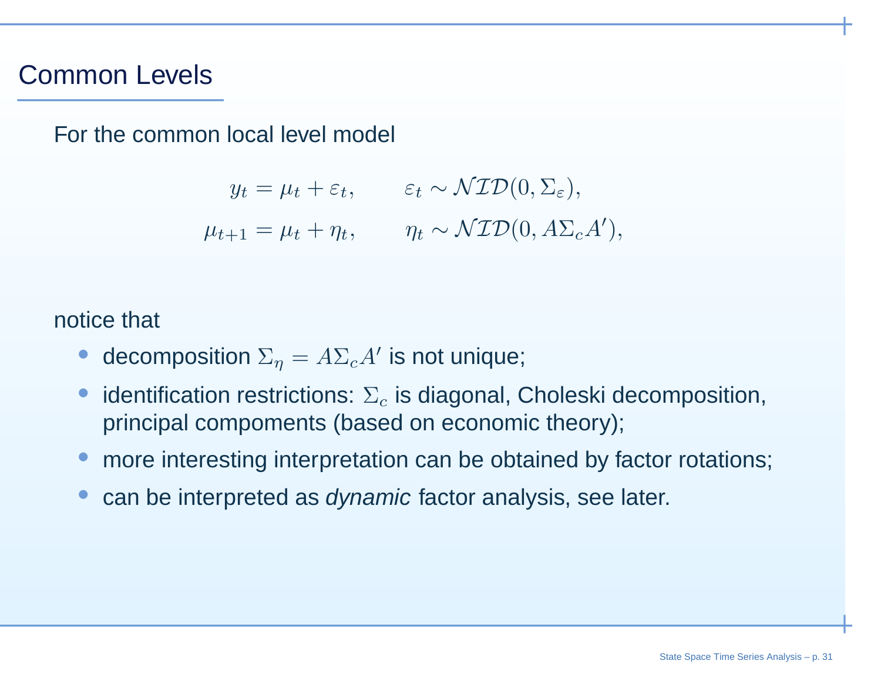## Common Levels

For the common local level model

$$
\begin{aligned}
y_t &= \mu_t + \varepsilon_t, \qquad && \varepsilon_t \sim \mathcal{NID}(0, \Sigma_\varepsilon), \\
\mu_{t+1} &= \mu_t + \eta_t, \qquad && \eta_t \sim \mathcal{NID}(0, A\Sigma_c A'),
\end{aligned}
$$

notice that

- decomposition $\Sigma_\eta = A\Sigma_c A'$ is not unique;
- identification restrictions: $\Sigma_c$ is diagonal, Choleski decomposition, principal compoments (based on economic theory);
- more interesting interpretation can be obtained by factor rotations;
- can be interpreted as *dynamic* factor analysis, see later.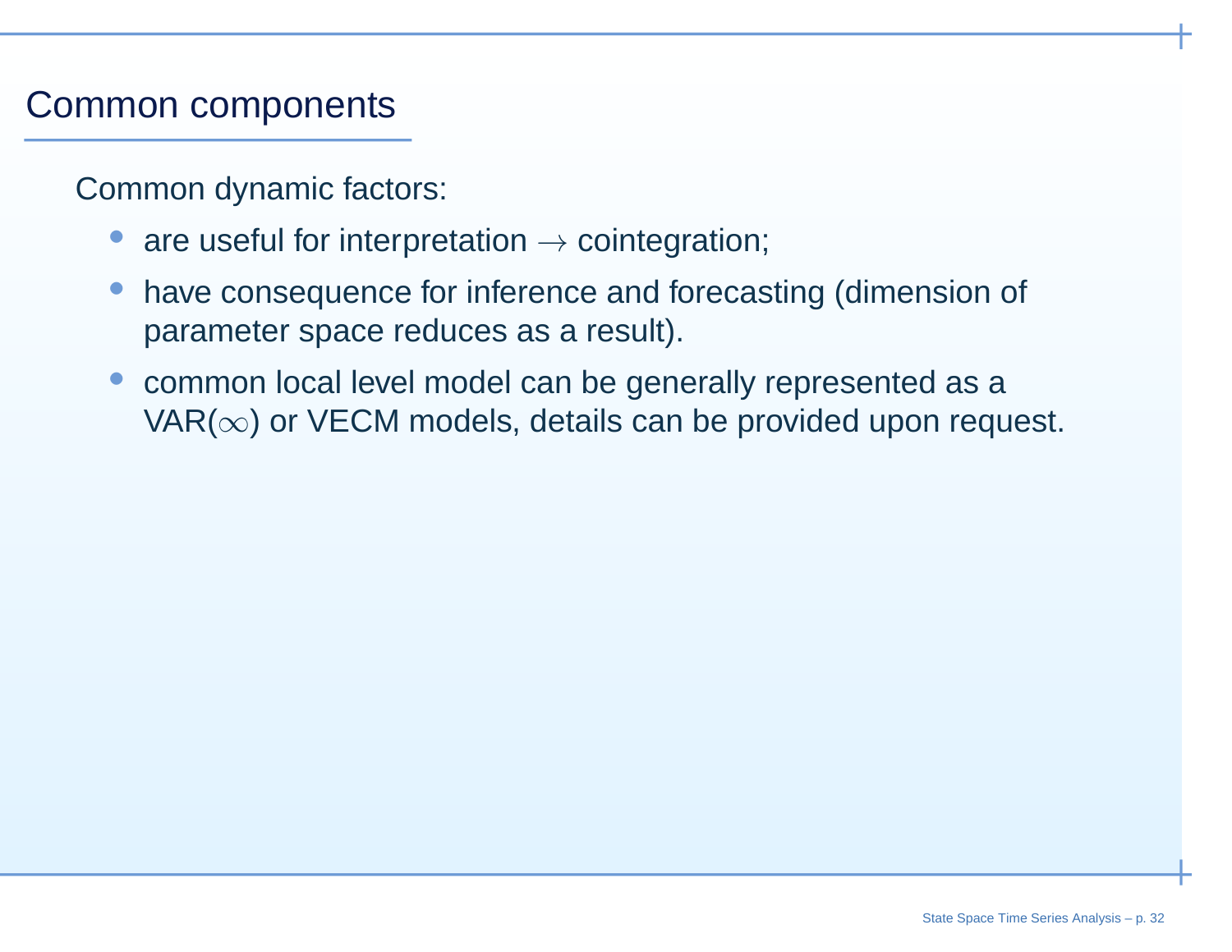## Common components

Common dynamic factors:

- are useful for interpretation $\rightarrow$ cointegration;
- have consequence for inference and forecasting (dimension of parameter space reduces as a result).
- common local level model can be generally represented as a VAR($\infty$) or VECM models, details can be provided upon request.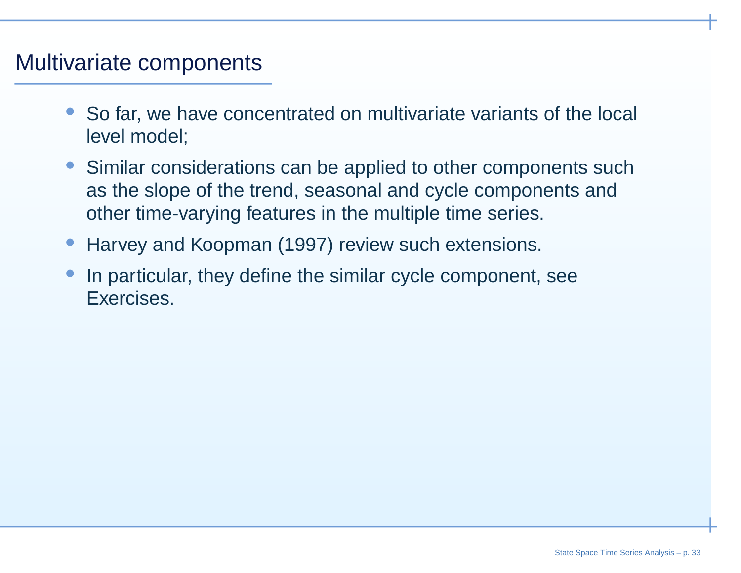## Multivariate components

- So far, we have concentrated on multivariate variants of the local level model;
- Similar considerations can be applied to other components such as the slope of the trend, seasonal and cycle components and other time-varying features in the multiple time series.
- Harvey and Koopman (1997) review such extensions.
- In particular, they define the similar cycle component, see Exercises.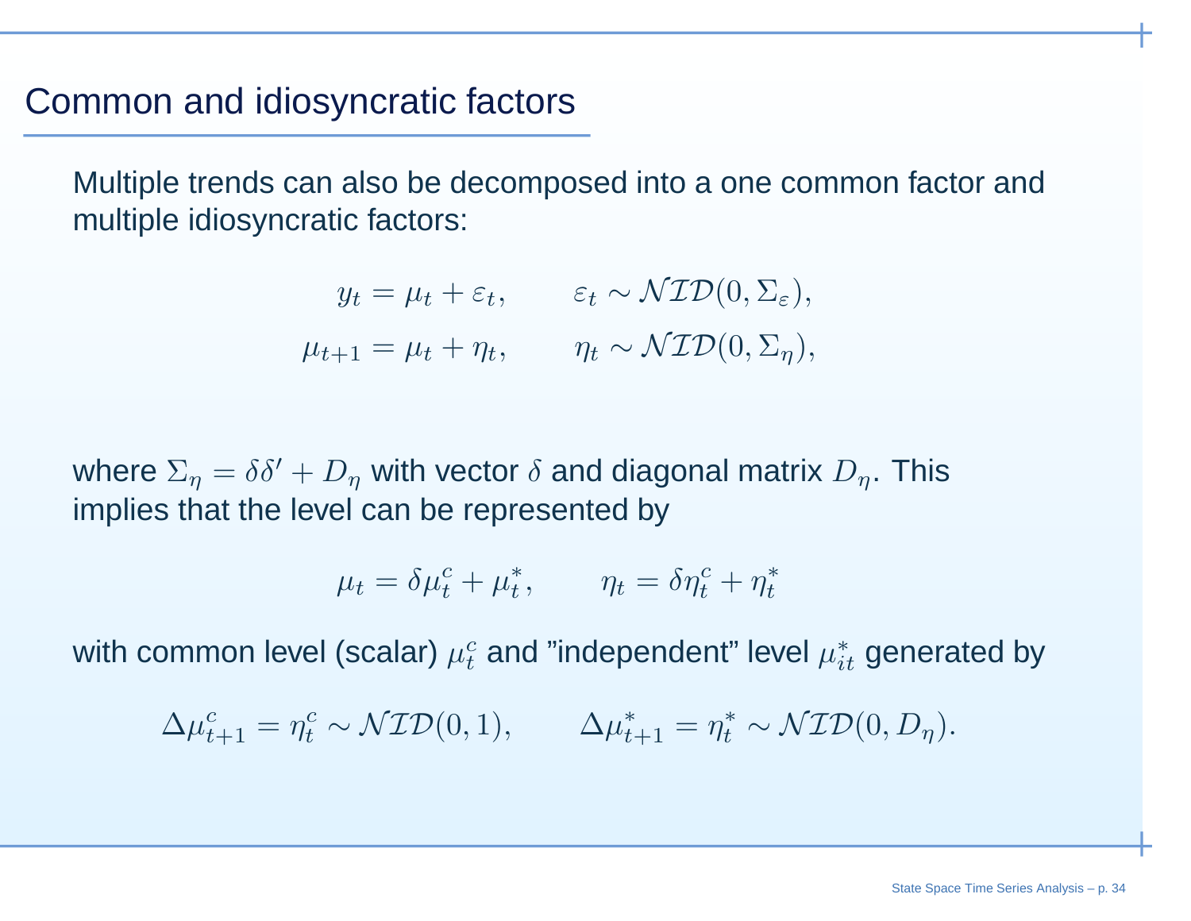# Common and idiosyncratic factors

Multiple trends can also be decomposed into a one common factor and multiple idiosyncratic factors:

$$
\begin{aligned}
y_t &= \mu_t + \varepsilon_t, \qquad \varepsilon_t \sim \mathcal{NID}(0, \Sigma_\varepsilon), \\
\mu_{t+1} &= \mu_t + \eta_t, \qquad \eta_t \sim \mathcal{NID}(0, \Sigma_\eta),
\end{aligned}
$$

where $\Sigma_\eta = \delta\delta' + D_\eta$ with vector $\delta$ and diagonal matrix $D_\eta$. This implies that the level can be represented by

$$
\mu_t = \delta \mu_t^c + \mu_t^*, \qquad \eta_t = \delta \eta_t^c + \eta_t^*
$$

with common level (scalar) $\mu_t^c$ and "independent" level $\mu_{it}^*$ generated by

$$
\Delta\mu_{t+1}^c = \eta_t^c \sim \mathcal{NID}(0, 1), \qquad \Delta\mu_{t+1}^* = \eta_t^* \sim \mathcal{NID}(0, D_\eta).
$$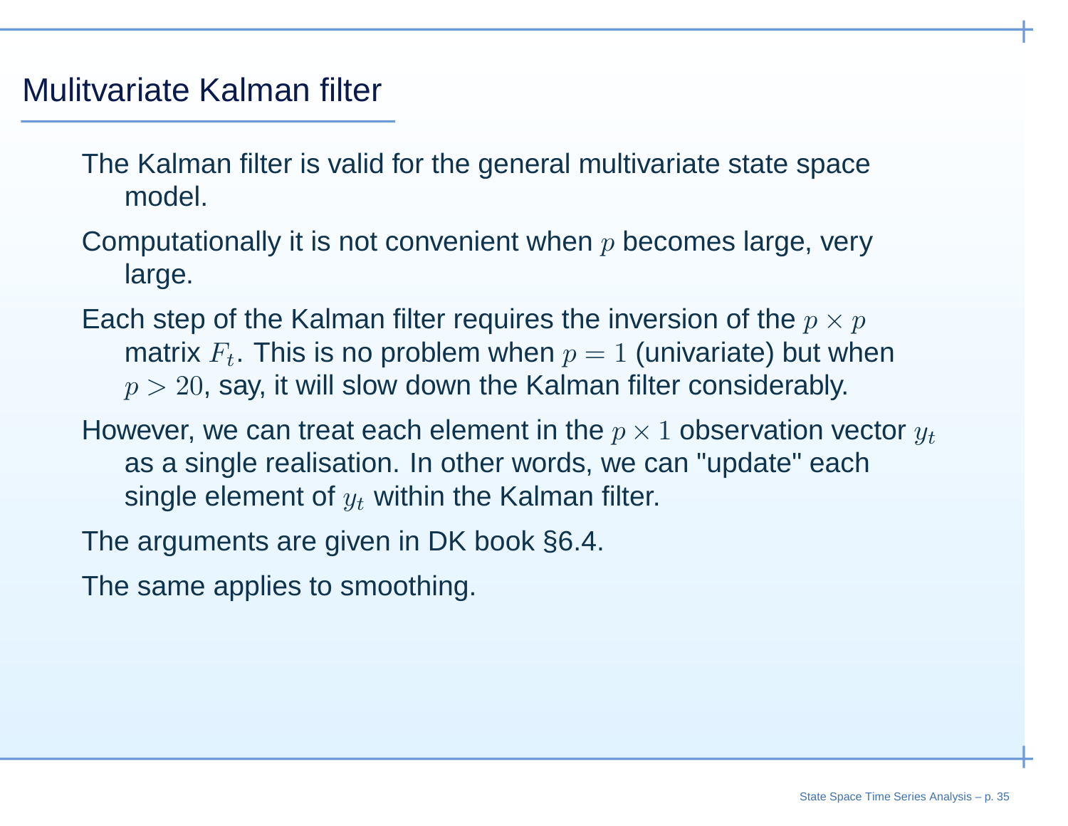# Mulitvariate Kalman filter

The Kalman filter is valid for the general multivariate state space model.

Computationally it is not convenient when $p$ becomes large, very large.

Each step of the Kalman filter requires the inversion of the $p \times p$ matrix $F_t$. This is no problem when $p = 1$ (univariate) but when $p > 20$, say, it will slow down the Kalman filter considerably.

However, we can treat each element in the $p \times 1$ observation vector $y_t$ as a single realisation. In other words, we can "update" each single element of $y_t$ within the Kalman filter.

The arguments are given in DK book §6.4.

The same applies to smoothing.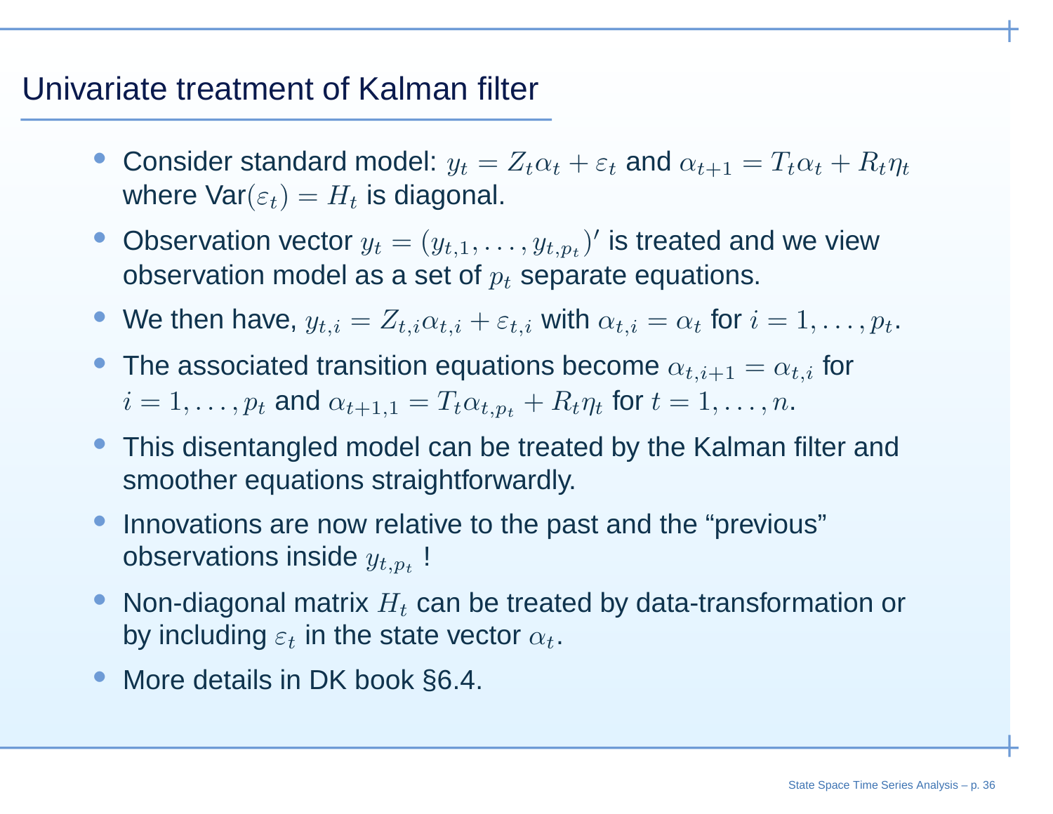# Univariate treatment of Kalman filter

- Consider standard model: $y_t = Z_t \alpha_t + \varepsilon_t$ and $\alpha_{t+1} = T_t \alpha_t + R_t \eta_t$ where Var$(\varepsilon_t) = H_t$ is diagonal.
- Observation vector $y_t = (y_{t,1}, \ldots, y_{t,p_t})'$ is treated and we view observation model as a set of $p_t$ separate equations.
- We then have, $y_{t,i} = Z_{t,i} \alpha_{t,i} + \varepsilon_{t,i}$ with $\alpha_{t,i} = \alpha_t$ for $i = 1, \ldots, p_t$.
- The associated transition equations become $\alpha_{t,i+1} = \alpha_{t,i}$ for $i = 1, \ldots, p_t$ and $\alpha_{t+1,1} = T_t \alpha_{t,p_t} + R_t \eta_t$ for $t = 1, \ldots, n$.
- This disentangled model can be treated by the Kalman filter and smoother equations straightforwardly.
- Innovations are now relative to the past and the "previous" observations inside $y_{t,p_t}$ !
- Non-diagonal matrix $H_t$ can be treated by data-transformation or by including $\varepsilon_t$ in the state vector $\alpha_t$.
- More details in DK book §6.4.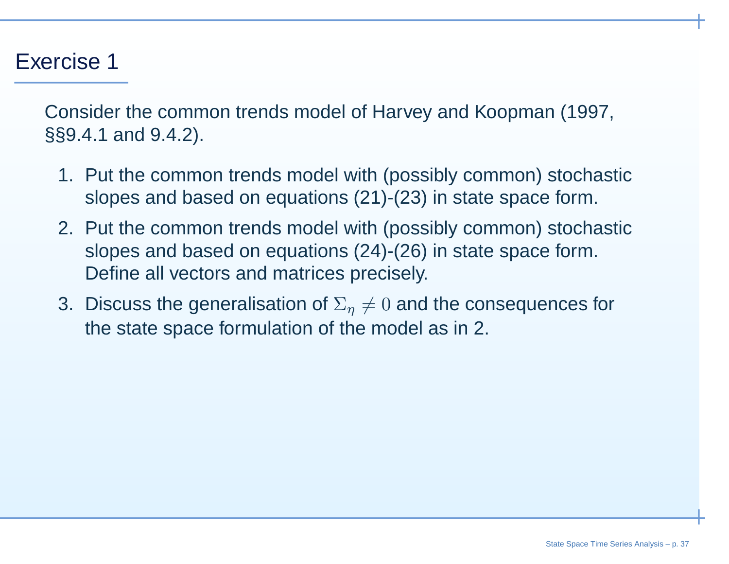# Exercise 1

Consider the common trends model of Harvey and Koopman (1997, §§9.4.1 and 9.4.2).

1. Put the common trends model with (possibly common) stochastic slopes and based on equations (21)-(23) in state space form.
2. Put the common trends model with (possibly common) stochastic slopes and based on equations (24)-(26) in state space form. Define all vectors and matrices precisely.
3. Discuss the generalisation of $\Sigma_\eta \neq 0$ and the consequences for the state space formulation of the model as in 2.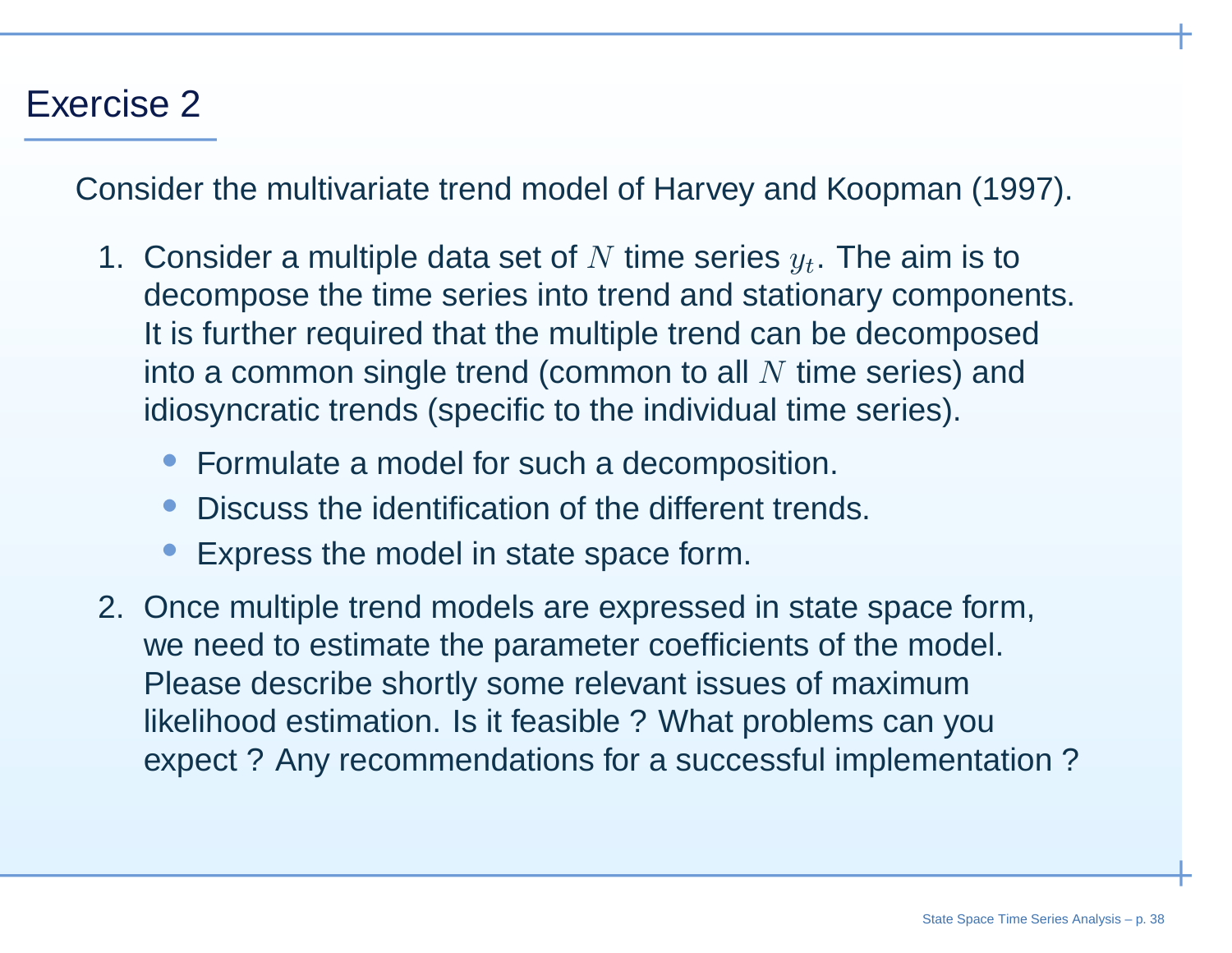# Exercise 2

Consider the multivariate trend model of Harvey and Koopman (1997).

1. Consider a multiple data set of $N$ time series $y_t$. The aim is to decompose the time series into trend and stationary components. It is further required that the multiple trend can be decomposed into a common single trend (common to all $N$ time series) and idiosyncratic trends (specific to the individual time series).
   - Formulate a model for such a decomposition.
   - Discuss the identification of the different trends.
   - Express the model in state space form.
2. Once multiple trend models are expressed in state space form, we need to estimate the parameter coefficients of the model. Please describe shortly some relevant issues of maximum likelihood estimation. Is it feasible ? What problems can you expect ? Any recommendations for a successful implementation ?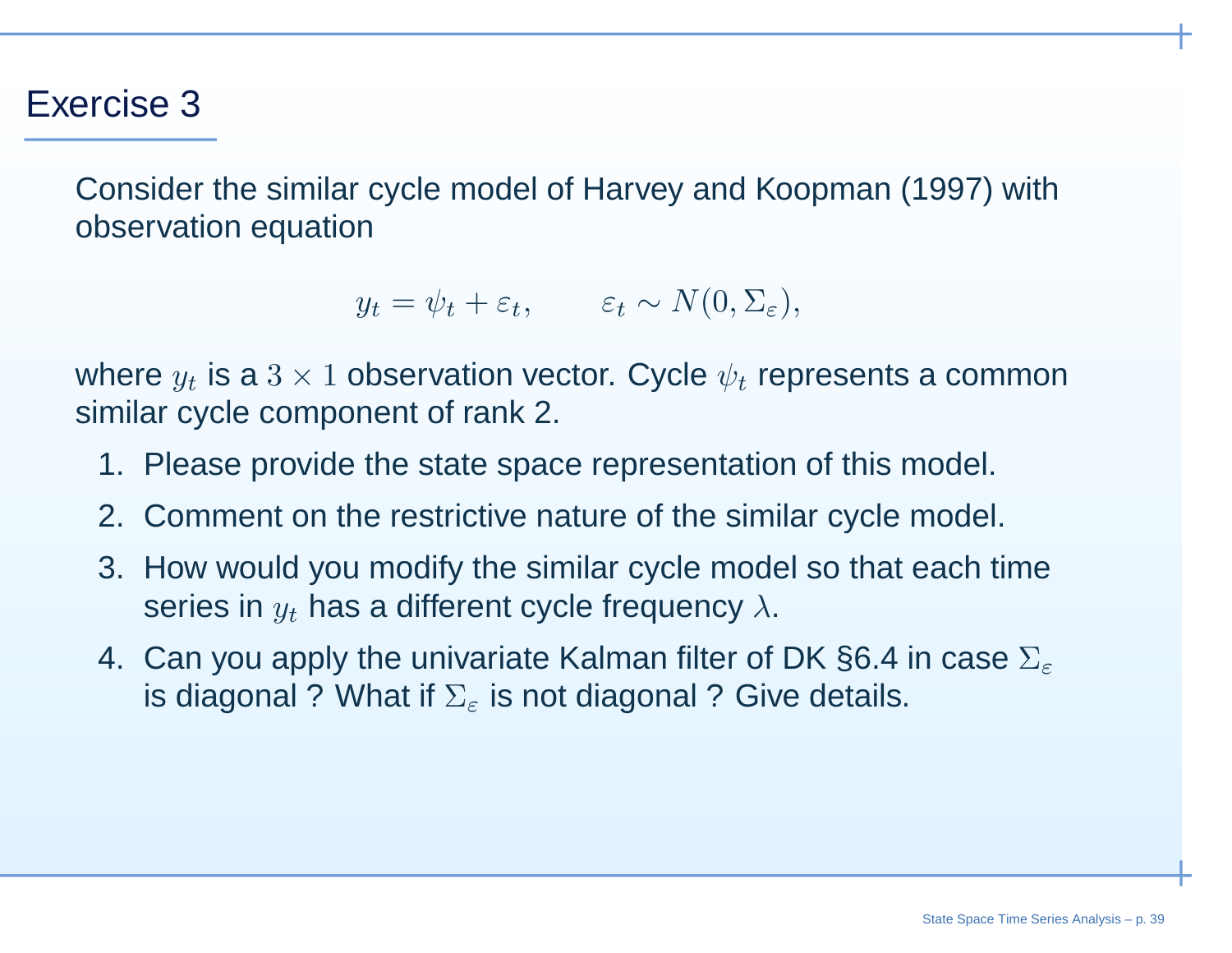# Exercise 3

Consider the similar cycle model of Harvey and Koopman (1997) with observation equation

$$y_t = \psi_t + \varepsilon_t, \qquad \varepsilon_t \sim N(0, \Sigma_\varepsilon),$$

where $y_t$ is a $3 \times 1$ observation vector. Cycle $\psi_t$ represents a common similar cycle component of rank 2.

1. Please provide the state space representation of this model.
2. Comment on the restrictive nature of the similar cycle model.
3. How would you modify the similar cycle model so that each time series in $y_t$ has a different cycle frequency $\lambda$.
4. Can you apply the univariate Kalman filter of DK §6.4 in case $\Sigma_\varepsilon$ is diagonal ? What if $\Sigma_\varepsilon$ is not diagonal ? Give details.